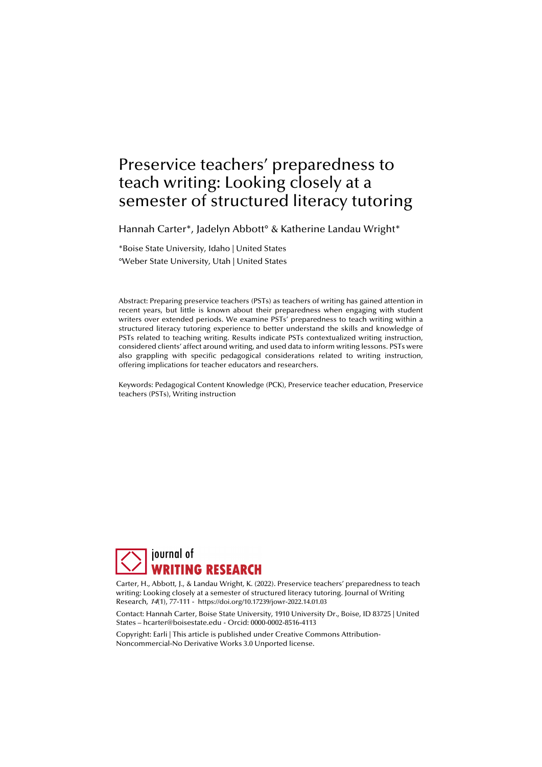# Preservice teachers' preparedness to teach writing: Looking closely at a semester of structured literacy tutoring

Hannah Carter*, Jadelyn Abbott° & Katherine Landau Wright*

*Boise State University, Idaho | United States

°Weber State University, Utah | United States

Abstract: Preparing preservice teachers (PSTs) as teachers of writing has gained attention in recent years, but little is known about their preparedness when engaging with student writers over extended periods. We examine PSTs' preparedness to teach writing within a structured literacy tutoring experience to better understand the skills and knowledge of PSTs related to teaching writing. Results indicate PSTs contextualized writing instruction, considered clients' affect around writing, and used data to inform writing lessons. PSTs were also grappling with specific pedagogical considerations related to writing instruction, offering implications for teacher educators and researchers.

Keywords: Pedagogical Content Knowledge (PCK), Preservice teacher education, Preservice teachers (PSTs), Writing instruction

journal of **WRITING RESEARCH**

Carter, H., Abbott, J., & Landau Wright, K. (2022). Preservice teachers' preparedness to teach writing: Looking closely at a semester of structured literacy tutoring. Journal of Writing Research, *14*(1), 77-111 - https://doi.org/10.17239/jowr-2022.14.01.03

Contact: Hannah Carter, Boise State University, 1910 University Dr., Boise, ID 83725 | United States – hcarter@boisestate.edu - Orcid: 0000-0002-8516-4113

Copyright: Earli | This article is published under Creative Commons Attribution-Noncommercial-No Derivative Works 3.0 Unported license.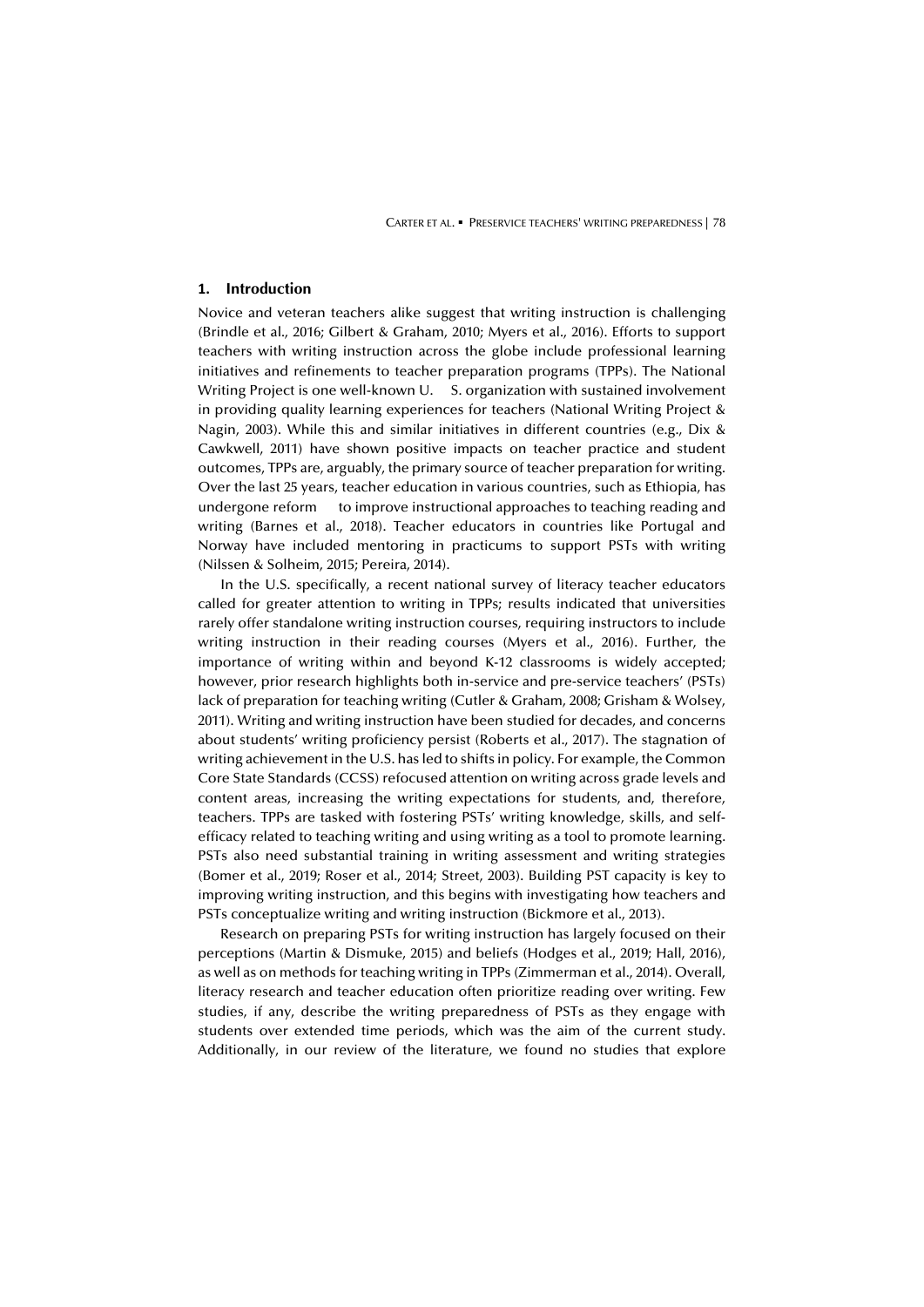## 1. Introduction

Novice and veteran teachers alike suggest that writing instruction is challenging (Brindle et al., 2016; Gilbert & Graham, 2010; Myers et al., 2016). Efforts to support teachers with writing instruction across the globe include professional learning initiatives and refinements to teacher preparation programs (TPPs). The National Writing Project is one well-known U. S. organization with sustained involvement in providing quality learning experiences for teachers (National Writing Project & Nagin, 2003). While this and similar initiatives in different countries (e.g., Dix & Cawkwell, 2011) have shown positive impacts on teacher practice and student outcomes, TPPs are, arguably, the primary source of teacher preparation for writing. Over the last 25 years, teacher education in various countries, such as Ethiopia, has undergone reform to improve instructional approaches to teaching reading and writing (Barnes et al., 2018). Teacher educators in countries like Portugal and Norway have included mentoring in practicums to support PSTs with writing (Nilssen & Solheim, 2015; Pereira, 2014).

In the U.S. specifically, a recent national survey of literacy teacher educators called for greater attention to writing in TPPs; results indicated that universities rarely offer standalone writing instruction courses, requiring instructors to include writing instruction in their reading courses (Myers et al., 2016). Further, the importance of writing within and beyond K-12 classrooms is widely accepted; however, prior research highlights both in-service and pre-service teachers' (PSTs) lack of preparation for teaching writing (Cutler & Graham, 2008; Grisham & Wolsey, 2011). Writing and writing instruction have been studied for decades, and concerns about students' writing proficiency persist (Roberts et al., 2017). The stagnation of writing achievement in the U.S. has led to shifts in policy. For example, the Common Core State Standards (CCSS) refocused attention on writing across grade levels and content areas, increasing the writing expectations for students, and, therefore, teachers. TPPs are tasked with fostering PSTs' writing knowledge, skills, and self-efficacy related to teaching writing and using writing as a tool to promote learning. PSTs also need substantial training in writing assessment and writing strategies (Bomer et al., 2019; Roser et al., 2014; Street, 2003). Building PST capacity is key to improving writing instruction, and this begins with investigating how teachers and PSTs conceptualize writing and writing instruction (Bickmore et al., 2013).

Research on preparing PSTs for writing instruction has largely focused on their perceptions (Martin & Dismuke, 2015) and beliefs (Hodges et al., 2019; Hall, 2016), as well as on methods for teaching writing in TPPs (Zimmerman et al., 2014). Overall, literacy research and teacher education often prioritize reading over writing. Few studies, if any, describe the writing preparedness of PSTs as they engage with students over extended time periods, which was the aim of the current study. Additionally, in our review of the literature, we found no studies that explore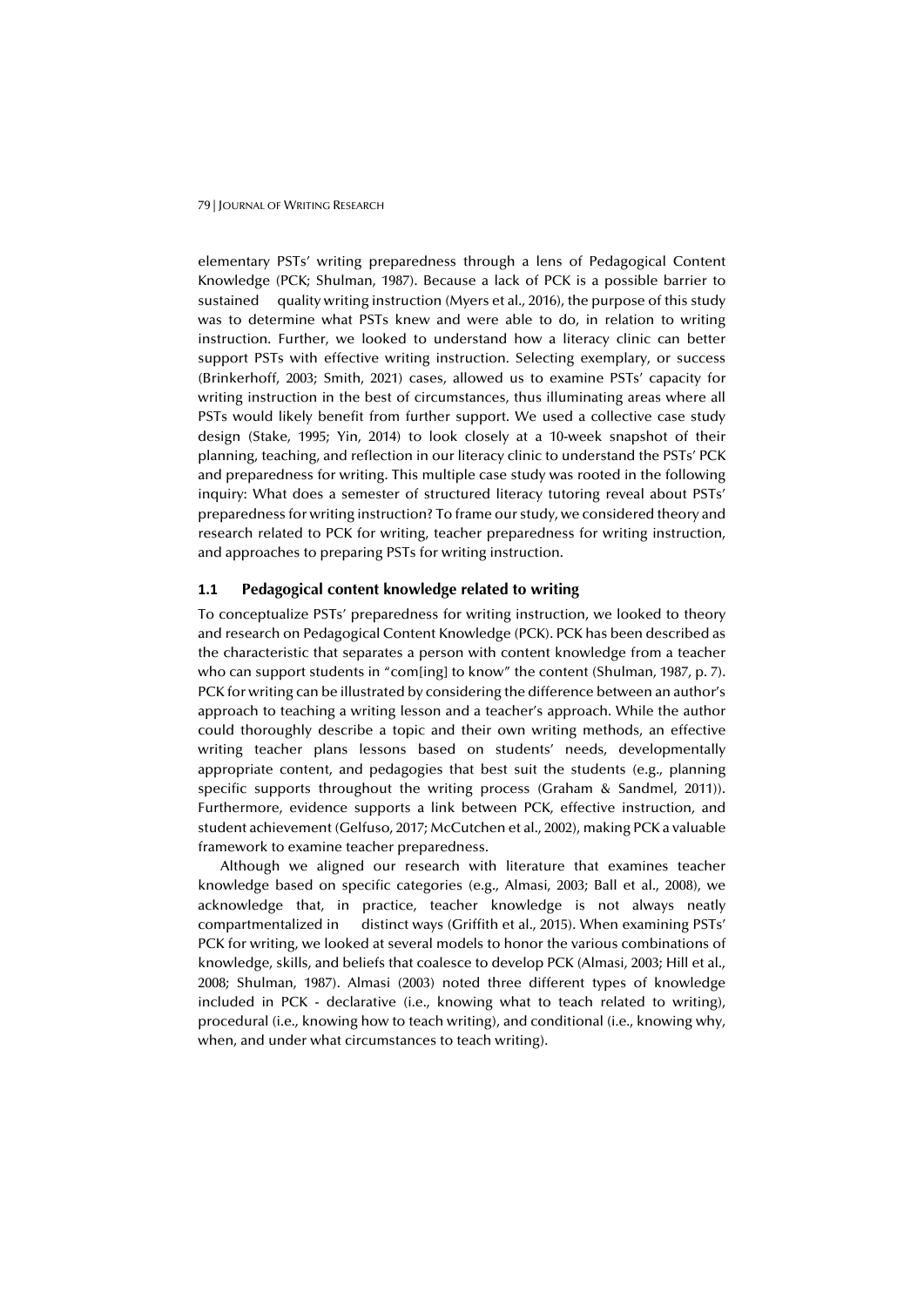elementary PSTs' writing preparedness through a lens of Pedagogical Content Knowledge (PCK; Shulman, 1987). Because a lack of PCK is a possible barrier to sustained quality writing instruction (Myers et al., 2016), the purpose of this study was to determine what PSTs knew and were able to do, in relation to writing instruction. Further, we looked to understand how a literacy clinic can better support PSTs with effective writing instruction. Selecting exemplary, or success (Brinkerhoff, 2003; Smith, 2021) cases, allowed us to examine PSTs' capacity for writing instruction in the best of circumstances, thus illuminating areas where all PSTs would likely benefit from further support. We used a collective case study design (Stake, 1995; Yin, 2014) to look closely at a 10-week snapshot of their planning, teaching, and reflection in our literacy clinic to understand the PSTs' PCK and preparedness for writing. This multiple case study was rooted in the following inquiry: What does a semester of structured literacy tutoring reveal about PSTs' preparedness for writing instruction? To frame our study, we considered theory and research related to PCK for writing, teacher preparedness for writing instruction, and approaches to preparing PSTs for writing instruction.

## 1.1 Pedagogical content knowledge related to writing

To conceptualize PSTs' preparedness for writing instruction, we looked to theory and research on Pedagogical Content Knowledge (PCK). PCK has been described as the characteristic that separates a person with content knowledge from a teacher who can support students in "com[ing] to know" the content (Shulman, 1987, p. 7). PCK for writing can be illustrated by considering the difference between an author's approach to teaching a writing lesson and a teacher's approach. While the author could thoroughly describe a topic and their own writing methods, an effective writing teacher plans lessons based on students' needs, developmentally appropriate content, and pedagogies that best suit the students (e.g., planning specific supports throughout the writing process (Graham & Sandmel, 2011)). Furthermore, evidence supports a link between PCK, effective instruction, and student achievement (Gelfuso, 2017; McCutchen et al., 2002), making PCK a valuable framework to examine teacher preparedness.

Although we aligned our research with literature that examines teacher knowledge based on specific categories (e.g., Almasi, 2003; Ball et al., 2008), we acknowledge that, in practice, teacher knowledge is not always neatly compartmentalized in distinct ways (Griffith et al., 2015). When examining PSTs' PCK for writing, we looked at several models to honor the various combinations of knowledge, skills, and beliefs that coalesce to develop PCK (Almasi, 2003; Hill et al., 2008; Shulman, 1987). Almasi (2003) noted three different types of knowledge included in PCK - declarative (i.e., knowing what to teach related to writing), procedural (i.e., knowing how to teach writing), and conditional (i.e., knowing why, when, and under what circumstances to teach writing).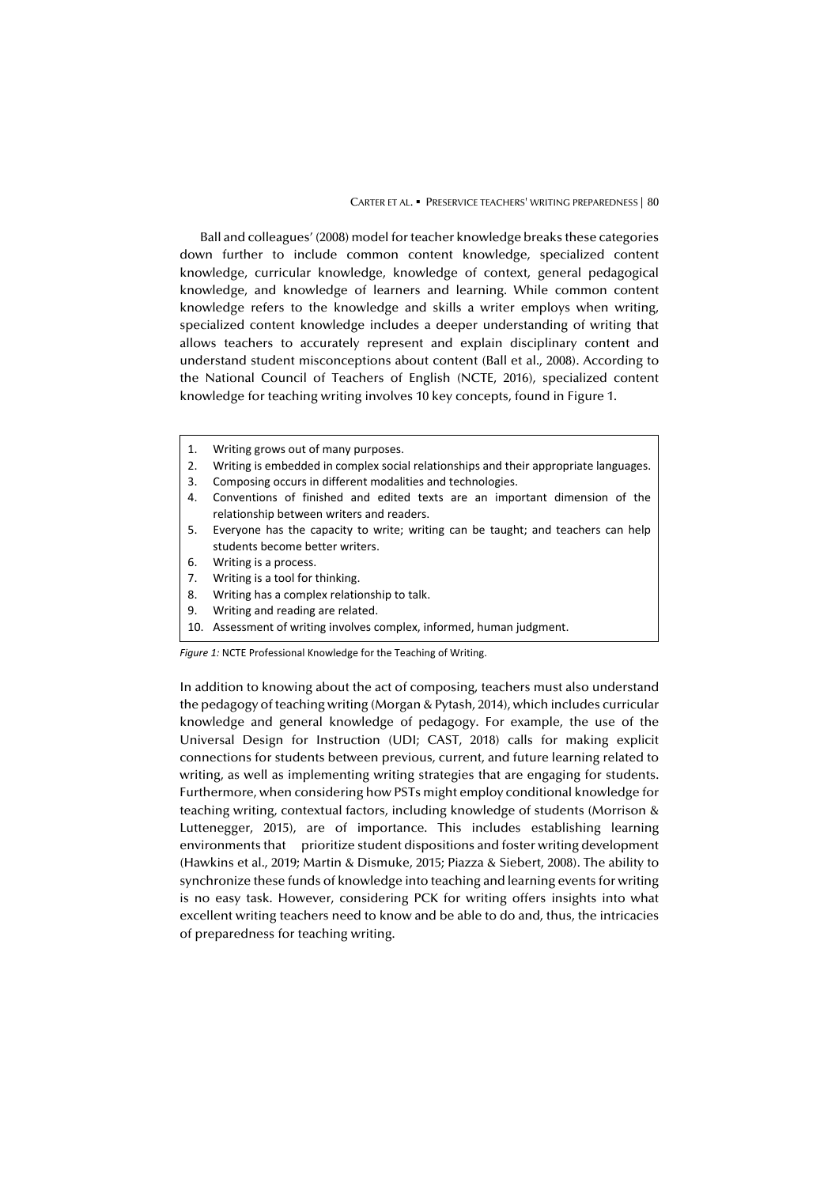Ball and colleagues' (2008) model for teacher knowledge breaks these categories down further to include common content knowledge, specialized content knowledge, curricular knowledge, knowledge of context, general pedagogical knowledge, and knowledge of learners and learning. While common content knowledge refers to the knowledge and skills a writer employs when writing, specialized content knowledge includes a deeper understanding of writing that allows teachers to accurately represent and explain disciplinary content and understand student misconceptions about content (Ball et al., 2008). According to the National Council of Teachers of English (NCTE, 2016), specialized content knowledge for teaching writing involves 10 key concepts, found in Figure 1.

1. Writing grows out of many purposes.
2. Writing is embedded in complex social relationships and their appropriate languages.
3. Composing occurs in different modalities and technologies.
4. Conventions of finished and edited texts are an important dimension of the relationship between writers and readers.
5. Everyone has the capacity to write; writing can be taught; and teachers can help students become better writers.
6. Writing is a process.
7. Writing is a tool for thinking.
8. Writing has a complex relationship to talk.
9. Writing and reading are related.
10. Assessment of writing involves complex, informed, human judgment.

*Figure 1:* NCTE Professional Knowledge for the Teaching of Writing.

In addition to knowing about the act of composing, teachers must also understand the pedagogy of teaching writing (Morgan & Pytash, 2014), which includes curricular knowledge and general knowledge of pedagogy. For example, the use of the Universal Design for Instruction (UDI; CAST, 2018) calls for making explicit connections for students between previous, current, and future learning related to writing, as well as implementing writing strategies that are engaging for students. Furthermore, when considering how PSTs might employ conditional knowledge for teaching writing, contextual factors, including knowledge of students (Morrison & Luttenegger, 2015), are of importance. This includes establishing learning environments that prioritize student dispositions and foster writing development (Hawkins et al., 2019; Martin & Dismuke, 2015; Piazza & Siebert, 2008). The ability to synchronize these funds of knowledge into teaching and learning events for writing is no easy task. However, considering PCK for writing offers insights into what excellent writing teachers need to know and be able to do and, thus, the intricacies of preparedness for teaching writing.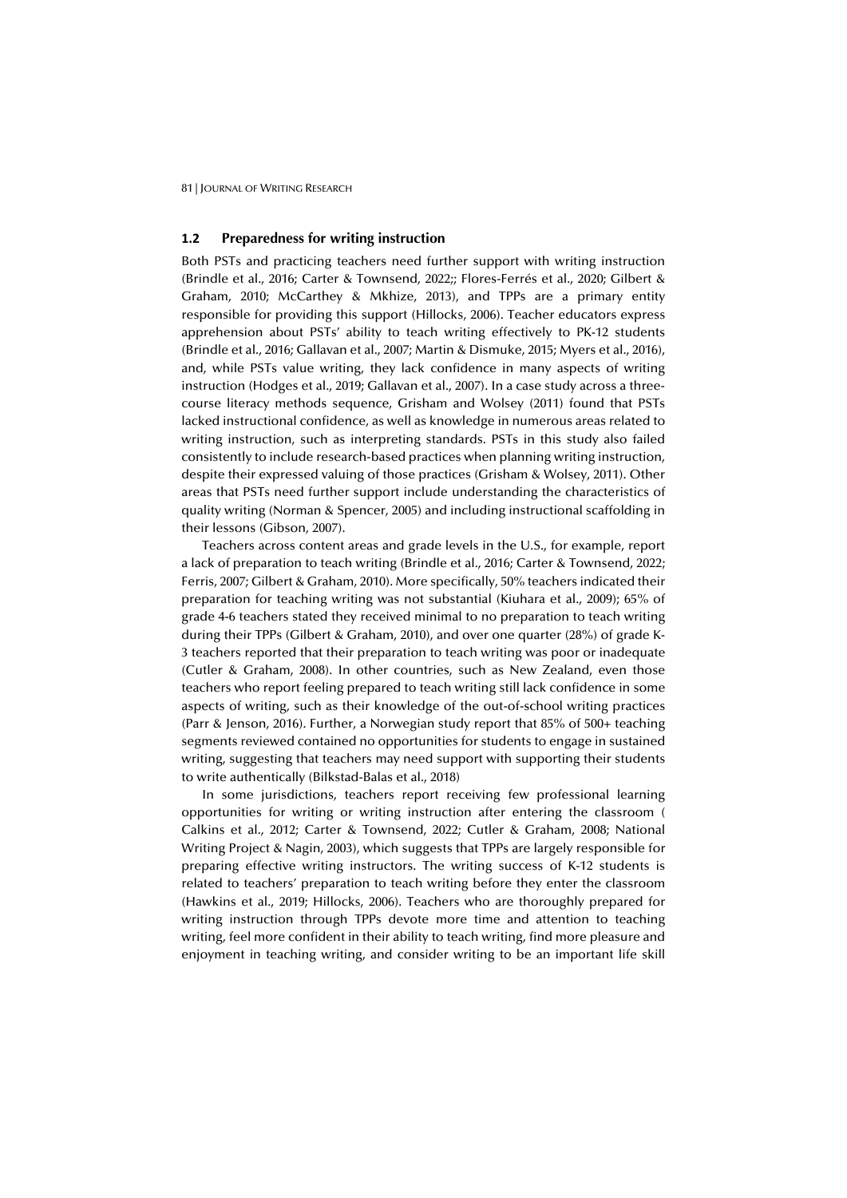### 1.2 Preparedness for writing instruction

Both PSTs and practicing teachers need further support with writing instruction (Brindle et al., 2016; Carter & Townsend, 2022;; Flores-Ferrés et al., 2020; Gilbert & Graham, 2010; McCarthey & Mkhize, 2013), and TPPs are a primary entity responsible for providing this support (Hillocks, 2006). Teacher educators express apprehension about PSTs' ability to teach writing effectively to PK-12 students (Brindle et al., 2016; Gallavan et al., 2007; Martin & Dismuke, 2015; Myers et al., 2016), and, while PSTs value writing, they lack confidence in many aspects of writing instruction (Hodges et al., 2019; Gallavan et al., 2007). In a case study across a three-course literacy methods sequence, Grisham and Wolsey (2011) found that PSTs lacked instructional confidence, as well as knowledge in numerous areas related to writing instruction, such as interpreting standards. PSTs in this study also failed consistently to include research-based practices when planning writing instruction, despite their expressed valuing of those practices (Grisham & Wolsey, 2011). Other areas that PSTs need further support include understanding the characteristics of quality writing (Norman & Spencer, 2005) and including instructional scaffolding in their lessons (Gibson, 2007).

Teachers across content areas and grade levels in the U.S., for example, report a lack of preparation to teach writing (Brindle et al., 2016; Carter & Townsend, 2022; Ferris, 2007; Gilbert & Graham, 2010). More specifically, 50% teachers indicated their preparation for teaching writing was not substantial (Kiuhara et al., 2009); 65% of grade 4-6 teachers stated they received minimal to no preparation to teach writing during their TPPs (Gilbert & Graham, 2010), and over one quarter (28%) of grade K-3 teachers reported that their preparation to teach writing was poor or inadequate (Cutler & Graham, 2008). In other countries, such as New Zealand, even those teachers who report feeling prepared to teach writing still lack confidence in some aspects of writing, such as their knowledge of the out-of-school writing practices (Parr & Jenson, 2016). Further, a Norwegian study report that 85% of 500+ teaching segments reviewed contained no opportunities for students to engage in sustained writing, suggesting that teachers may need support with supporting their students to write authentically (Bilkstad-Balas et al., 2018)

In some jurisdictions, teachers report receiving few professional learning opportunities for writing or writing instruction after entering the classroom ( Calkins et al., 2012; Carter & Townsend, 2022; Cutler & Graham, 2008; National Writing Project & Nagin, 2003), which suggests that TPPs are largely responsible for preparing effective writing instructors. The writing success of K-12 students is related to teachers' preparation to teach writing before they enter the classroom (Hawkins et al., 2019; Hillocks, 2006). Teachers who are thoroughly prepared for writing instruction through TPPs devote more time and attention to teaching writing, feel more confident in their ability to teach writing, find more pleasure and enjoyment in teaching writing, and consider writing to be an important life skill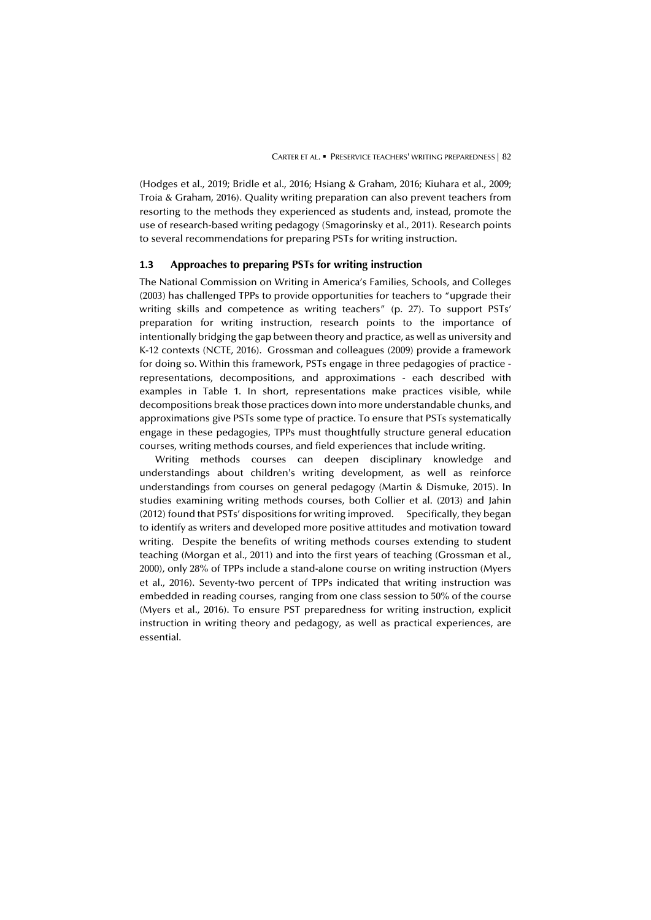(Hodges et al., 2019; Bridle et al., 2016; Hsiang & Graham, 2016; Kiuhara et al., 2009; Troia & Graham, 2016). Quality writing preparation can also prevent teachers from resorting to the methods they experienced as students and, instead, promote the use of research-based writing pedagogy (Smagorinsky et al., 2011). Research points to several recommendations for preparing PSTs for writing instruction.

### 1.3 Approaches to preparing PSTs for writing instruction

The National Commission on Writing in America's Families, Schools, and Colleges (2003) has challenged TPPs to provide opportunities for teachers to "upgrade their writing skills and competence as writing teachers" (p. 27). To support PSTs' preparation for writing instruction, research points to the importance of intentionally bridging the gap between theory and practice, as well as university and K-12 contexts (NCTE, 2016). Grossman and colleagues (2009) provide a framework for doing so. Within this framework, PSTs engage in three pedagogies of practice - representations, decompositions, and approximations - each described with examples in Table 1. In short, representations make practices visible, while decompositions break those practices down into more understandable chunks, and approximations give PSTs some type of practice. To ensure that PSTs systematically engage in these pedagogies, TPPs must thoughtfully structure general education courses, writing methods courses, and field experiences that include writing.

Writing methods courses can deepen disciplinary knowledge and understandings about children's writing development, as well as reinforce understandings from courses on general pedagogy (Martin & Dismuke, 2015). In studies examining writing methods courses, both Collier et al. (2013) and Jahin (2012) found that PSTs' dispositions for writing improved. Specifically, they began to identify as writers and developed more positive attitudes and motivation toward writing. Despite the benefits of writing methods courses extending to student teaching (Morgan et al., 2011) and into the first years of teaching (Grossman et al., 2000), only 28% of TPPs include a stand-alone course on writing instruction (Myers et al., 2016). Seventy-two percent of TPPs indicated that writing instruction was embedded in reading courses, ranging from one class session to 50% of the course (Myers et al., 2016). To ensure PST preparedness for writing instruction, explicit instruction in writing theory and pedagogy, as well as practical experiences, are essential.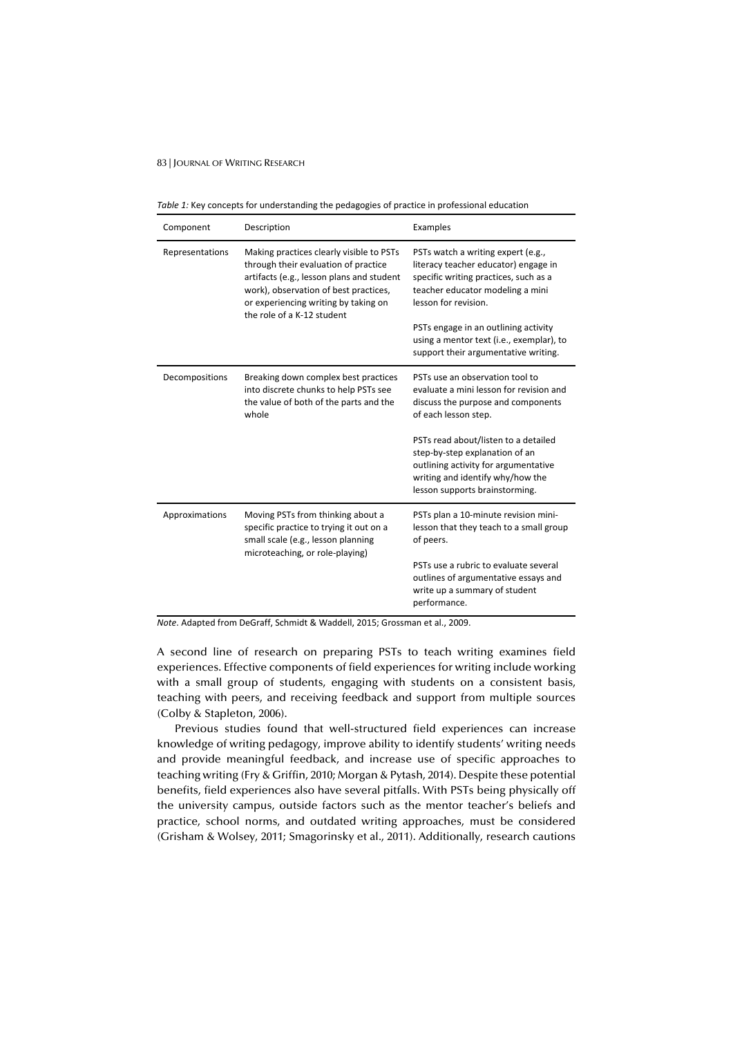*Table 1:* Key concepts for understanding the pedagogies of practice in professional education

| Component | Description | Examples |
|---|---|---|
| Representations | Making practices clearly visible to PSTs through their evaluation of practice artifacts (e.g., lesson plans and student work), observation of best practices, or experiencing writing by taking on the role of a K-12 student | PSTs watch a writing expert (e.g., literacy teacher educator) engage in specific writing practices, such as a teacher educator modeling a mini lesson for revision. <br><br> PSTs engage in an outlining activity using a mentor text (i.e., exemplar), to support their argumentative writing. |
| Decompositions | Breaking down complex best practices into discrete chunks to help PSTs see the value of both of the parts and the whole | PSTs use an observation tool to evaluate a mini lesson for revision and discuss the purpose and components of each lesson step. <br><br> PSTs read about/listen to a detailed step-by-step explanation of an outlining activity for argumentative writing and identify why/how the lesson supports brainstorming. |
| Approximations | Moving PSTs from thinking about a specific practice to trying it out on a small scale (e.g., lesson planning microteaching, or role-playing) | PSTs plan a 10-minute revision mini-lesson that they teach to a small group of peers. <br><br> PSTs use a rubric to evaluate several outlines of argumentative essays and write up a summary of student performance. |

*Note*. Adapted from DeGraff, Schmidt & Waddell, 2015; Grossman et al., 2009.

A second line of research on preparing PSTs to teach writing examines field experiences. Effective components of field experiences for writing include working with a small group of students, engaging with students on a consistent basis, teaching with peers, and receiving feedback and support from multiple sources (Colby & Stapleton, 2006).

Previous studies found that well-structured field experiences can increase knowledge of writing pedagogy, improve ability to identify students' writing needs and provide meaningful feedback, and increase use of specific approaches to teaching writing (Fry & Griffin, 2010; Morgan & Pytash, 2014). Despite these potential benefits, field experiences also have several pitfalls. With PSTs being physically off the university campus, outside factors such as the mentor teacher's beliefs and practice, school norms, and outdated writing approaches, must be considered (Grisham & Wolsey, 2011; Smagorinsky et al., 2011). Additionally, research cautions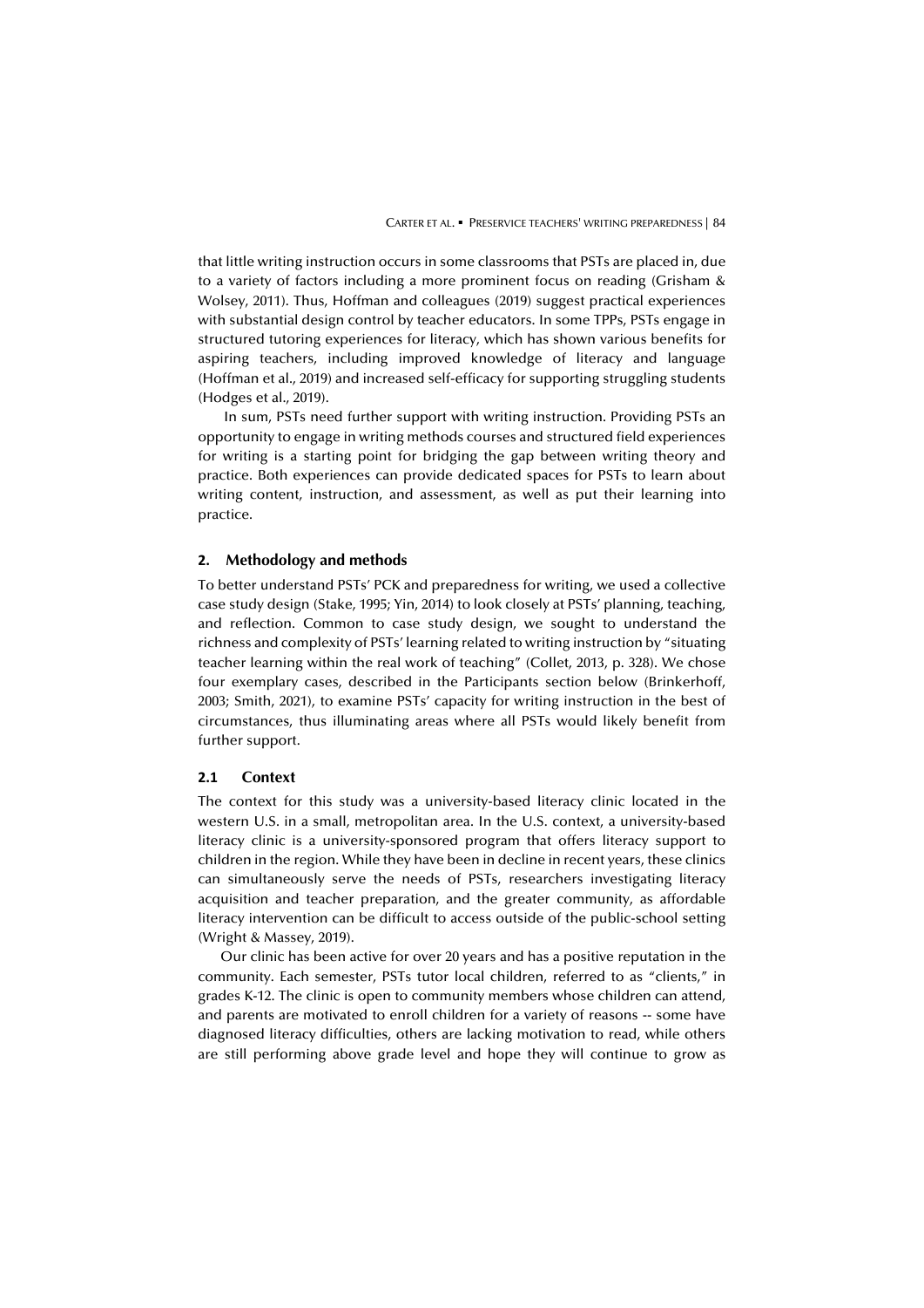that little writing instruction occurs in some classrooms that PSTs are placed in, due to a variety of factors including a more prominent focus on reading (Grisham & Wolsey, 2011). Thus, Hoffman and colleagues (2019) suggest practical experiences with substantial design control by teacher educators. In some TPPs, PSTs engage in structured tutoring experiences for literacy, which has shown various benefits for aspiring teachers, including improved knowledge of literacy and language (Hoffman et al., 2019) and increased self-efficacy for supporting struggling students (Hodges et al., 2019).

In sum, PSTs need further support with writing instruction. Providing PSTs an opportunity to engage in writing methods courses and structured field experiences for writing is a starting point for bridging the gap between writing theory and practice. Both experiences can provide dedicated spaces for PSTs to learn about writing content, instruction, and assessment, as well as put their learning into practice.

## 2. Methodology and methods

To better understand PSTs' PCK and preparedness for writing, we used a collective case study design (Stake, 1995; Yin, 2014) to look closely at PSTs' planning, teaching, and reflection. Common to case study design, we sought to understand the richness and complexity of PSTs' learning related to writing instruction by "situating teacher learning within the real work of teaching" (Collet, 2013, p. 328). We chose four exemplary cases, described in the Participants section below (Brinkerhoff, 2003; Smith, 2021), to examine PSTs' capacity for writing instruction in the best of circumstances, thus illuminating areas where all PSTs would likely benefit from further support.

### 2.1 Context

The context for this study was a university-based literacy clinic located in the western U.S. in a small, metropolitan area. In the U.S. context, a university-based literacy clinic is a university-sponsored program that offers literacy support to children in the region. While they have been in decline in recent years, these clinics can simultaneously serve the needs of PSTs, researchers investigating literacy acquisition and teacher preparation, and the greater community, as affordable literacy intervention can be difficult to access outside of the public-school setting (Wright & Massey, 2019).

Our clinic has been active for over 20 years and has a positive reputation in the community. Each semester, PSTs tutor local children, referred to as "clients," in grades K-12. The clinic is open to community members whose children can attend, and parents are motivated to enroll children for a variety of reasons -- some have diagnosed literacy difficulties, others are lacking motivation to read, while others are still performing above grade level and hope they will continue to grow as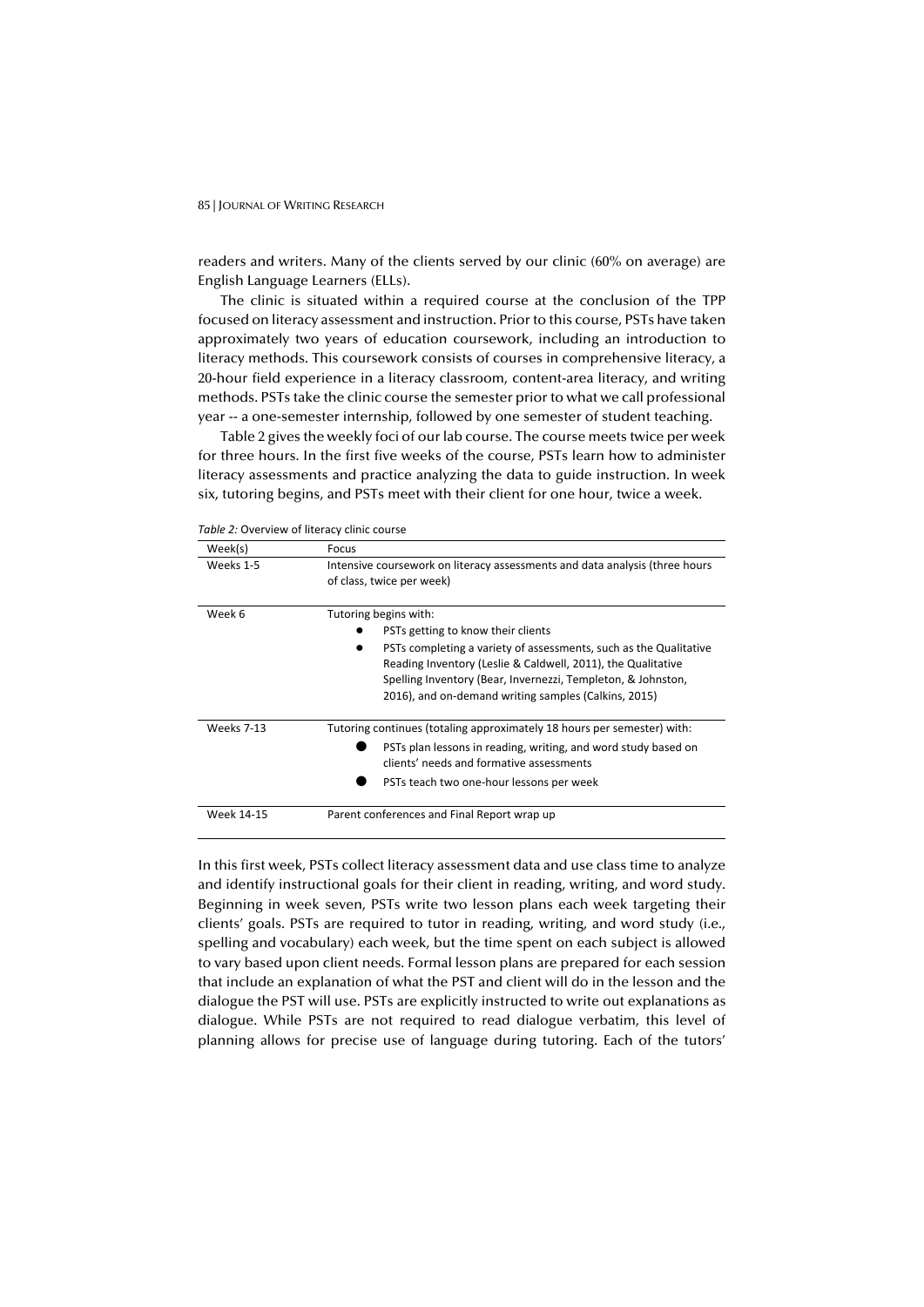readers and writers. Many of the clients served by our clinic (60% on average) are English Language Learners (ELLs).

The clinic is situated within a required course at the conclusion of the TPP focused on literacy assessment and instruction. Prior to this course, PSTs have taken approximately two years of education coursework, including an introduction to literacy methods. This coursework consists of courses in comprehensive literacy, a 20-hour field experience in a literacy classroom, content-area literacy, and writing methods. PSTs take the clinic course the semester prior to what we call professional year -- a one-semester internship, followed by one semester of student teaching.

Table 2 gives the weekly foci of our lab course. The course meets twice per week for three hours. In the first five weeks of the course, PSTs learn how to administer literacy assessments and practice analyzing the data to guide instruction. In week six, tutoring begins, and PSTs meet with their client for one hour, twice a week.

*Table 2:* Overview of literacy clinic course

| Week(s) | Focus |
| --- | --- |
| Weeks 1-5 | Intensive coursework on literacy assessments and data analysis (three hours of class, twice per week) |
| Week 6 | Tutoring begins with:<br>● PSTs getting to know their clients<br>● PSTs completing a variety of assessments, such as the Qualitative Reading Inventory (Leslie & Caldwell, 2011), the Qualitative Spelling Inventory (Bear, Invernezzi, Templeton, & Johnston, 2016), and on-demand writing samples (Calkins, 2015) |
| Weeks 7-13 | Tutoring continues (totaling approximately 18 hours per semester) with:<br>● PSTs plan lessons in reading, writing, and word study based on clients' needs and formative assessments<br>● PSTs teach two one-hour lessons per week |
| Week 14-15 | Parent conferences and Final Report wrap up |

In this first week, PSTs collect literacy assessment data and use class time to analyze and identify instructional goals for their client in reading, writing, and word study. Beginning in week seven, PSTs write two lesson plans each week targeting their clients' goals. PSTs are required to tutor in reading, writing, and word study (i.e., spelling and vocabulary) each week, but the time spent on each subject is allowed to vary based upon client needs. Formal lesson plans are prepared for each session that include an explanation of what the PST and client will do in the lesson and the dialogue the PST will use. PSTs are explicitly instructed to write out explanations as dialogue. While PSTs are not required to read dialogue verbatim, this level of planning allows for precise use of language during tutoring. Each of the tutors'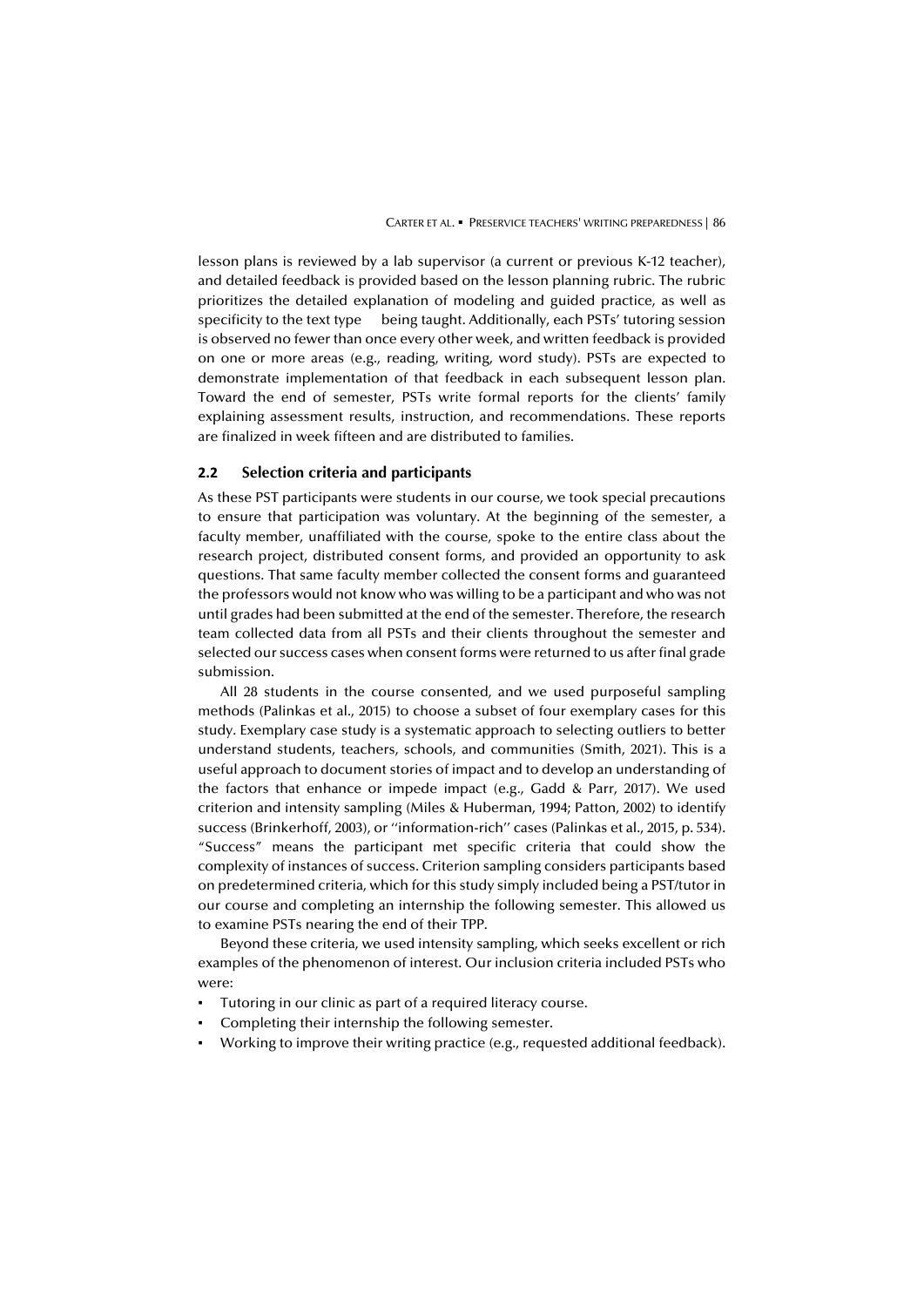lesson plans is reviewed by a lab supervisor (a current or previous K-12 teacher), and detailed feedback is provided based on the lesson planning rubric. The rubric prioritizes the detailed explanation of modeling and guided practice, as well as specificity to the text type being taught. Additionally, each PSTs' tutoring session is observed no fewer than once every other week, and written feedback is provided on one or more areas (e.g., reading, writing, word study). PSTs are expected to demonstrate implementation of that feedback in each subsequent lesson plan. Toward the end of semester, PSTs write formal reports for the clients' family explaining assessment results, instruction, and recommendations. These reports are finalized in week fifteen and are distributed to families.

## 2.2 Selection criteria and participants

As these PST participants were students in our course, we took special precautions to ensure that participation was voluntary. At the beginning of the semester, a faculty member, unaffiliated with the course, spoke to the entire class about the research project, distributed consent forms, and provided an opportunity to ask questions. That same faculty member collected the consent forms and guaranteed the professors would not know who was willing to be a participant and who was not until grades had been submitted at the end of the semester. Therefore, the research team collected data from all PSTs and their clients throughout the semester and selected our success cases when consent forms were returned to us after final grade submission.

All 28 students in the course consented, and we used purposeful sampling methods (Palinkas et al., 2015) to choose a subset of four exemplary cases for this study. Exemplary case study is a systematic approach to selecting outliers to better understand students, teachers, schools, and communities (Smith, 2021). This is a useful approach to document stories of impact and to develop an understanding of the factors that enhance or impede impact (e.g., Gadd & Parr, 2017). We used criterion and intensity sampling (Miles & Huberman, 1994; Patton, 2002) to identify success (Brinkerhoff, 2003), or ''information-rich'' cases (Palinkas et al., 2015, p. 534). "Success" means the participant met specific criteria that could show the complexity of instances of success. Criterion sampling considers participants based on predetermined criteria, which for this study simply included being a PST/tutor in our course and completing an internship the following semester. This allowed us to examine PSTs nearing the end of their TPP.

Beyond these criteria, we used intensity sampling, which seeks excellent or rich examples of the phenomenon of interest. Our inclusion criteria included PSTs who were:

- Tutoring in our clinic as part of a required literacy course.
- Completing their internship the following semester.
- Working to improve their writing practice (e.g., requested additional feedback).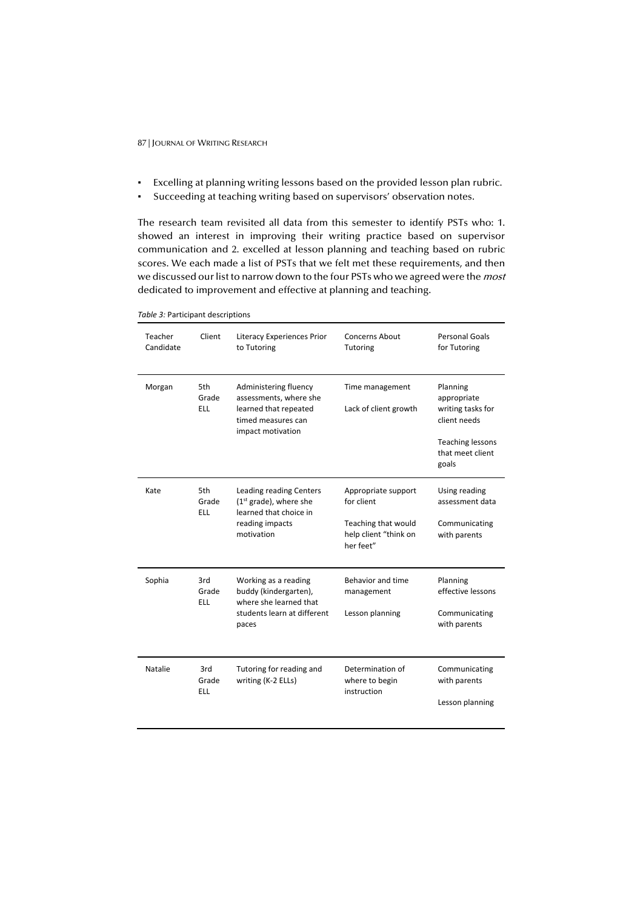- Excelling at planning writing lessons based on the provided lesson plan rubric.
- Succeeding at teaching writing based on supervisors' observation notes.

The research team revisited all data from this semester to identify PSTs who: 1. showed an interest in improving their writing practice based on supervisor communication and 2. excelled at lesson planning and teaching based on rubric scores. We each made a list of PSTs that we felt met these requirements, and then we discussed our list to narrow down to the four PSTs who we agreed were the *most* dedicated to improvement and effective at planning and teaching.

*Table 3:* Participant descriptions

| Teacher Candidate | Client | Literacy Experiences Prior to Tutoring | Concerns About Tutoring | Personal Goals for Tutoring |
|---|---|---|---|---|
| Morgan | 5th Grade ELL | Administering fluency assessments, where she learned that repeated timed measures can impact motivation | Time management<br><br>Lack of client growth | Planning appropriate writing tasks for client needs<br><br>Teaching lessons that meet client goals |
| Kate | 5th Grade ELL | Leading reading Centers (1st grade), where she learned that choice in reading impacts motivation | Appropriate support for client<br><br>Teaching that would help client "think on her feet" | Using reading assessment data<br><br>Communicating with parents |
| Sophia | 3rd Grade ELL | Working as a reading buddy (kindergarten), where she learned that students learn at different paces | Behavior and time management<br><br>Lesson planning | Planning effective lessons<br><br>Communicating with parents |
| Natalie | 3rd Grade ELL | Tutoring for reading and writing (K-2 ELLs) | Determination of where to begin instruction | Communicating with parents<br><br>Lesson planning |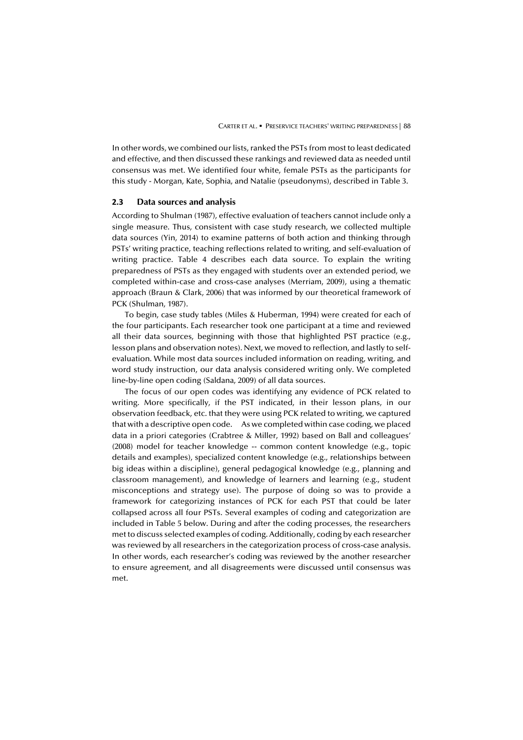In other words, we combined our lists, ranked the PSTs from most to least dedicated and effective, and then discussed these rankings and reviewed data as needed until consensus was met. We identified four white, female PSTs as the participants for this study - Morgan, Kate, Sophia, and Natalie (pseudonyms), described in Table 3.

### 2.3 Data sources and analysis

According to Shulman (1987), effective evaluation of teachers cannot include only a single measure. Thus, consistent with case study research, we collected multiple data sources (Yin, 2014) to examine patterns of both action and thinking through PSTs' writing practice, teaching reflections related to writing, and self-evaluation of writing practice. Table 4 describes each data source. To explain the writing preparedness of PSTs as they engaged with students over an extended period, we completed within-case and cross-case analyses (Merriam, 2009), using a thematic approach (Braun & Clark, 2006) that was informed by our theoretical framework of PCK (Shulman, 1987).

To begin, case study tables (Miles & Huberman, 1994) were created for each of the four participants. Each researcher took one participant at a time and reviewed all their data sources, beginning with those that highlighted PST practice (e.g., lesson plans and observation notes). Next, we moved to reflection, and lastly to self-evaluation. While most data sources included information on reading, writing, and word study instruction, our data analysis considered writing only. We completed line-by-line open coding (Saldana, 2009) of all data sources.

The focus of our open codes was identifying any evidence of PCK related to writing. More specifically, if the PST indicated, in their lesson plans, in our observation feedback, etc. that they were using PCK related to writing, we captured that with a descriptive open code. As we completed within case coding, we placed data in a priori categories (Crabtree & Miller, 1992) based on Ball and colleagues' (2008) model for teacher knowledge -- common content knowledge (e.g., topic details and examples), specialized content knowledge (e.g., relationships between big ideas within a discipline), general pedagogical knowledge (e.g., planning and classroom management), and knowledge of learners and learning (e.g., student misconceptions and strategy use). The purpose of doing so was to provide a framework for categorizing instances of PCK for each PST that could be later collapsed across all four PSTs. Several examples of coding and categorization are included in Table 5 below. During and after the coding processes, the researchers met to discuss selected examples of coding. Additionally, coding by each researcher was reviewed by all researchers in the categorization process of cross-case analysis. In other words, each researcher's coding was reviewed by the another researcher to ensure agreement, and all disagreements were discussed until consensus was met.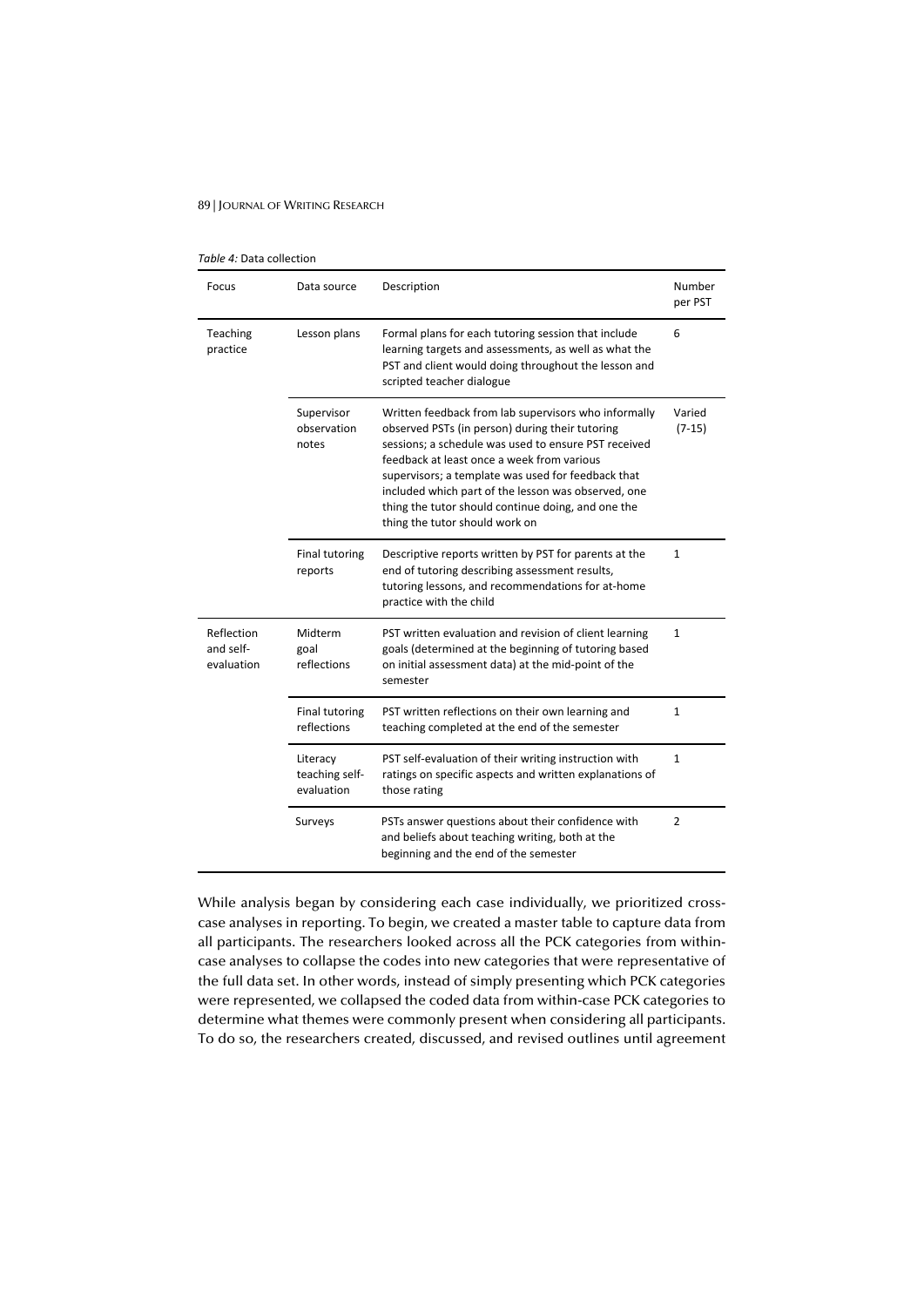*Table 4:* Data collection

| Focus | Data source | Description | Number per PST |
|---|---|---|---|
| Teaching practice | Lesson plans | Formal plans for each tutoring session that include learning targets and assessments, as well as what the PST and client would doing throughout the lesson and scripted teacher dialogue | 6 |
| | Supervisor observation notes | Written feedback from lab supervisors who informally observed PSTs (in person) during their tutoring sessions; a schedule was used to ensure PST received feedback at least once a week from various supervisors; a template was used for feedback that included which part of the lesson was observed, one thing the tutor should continue doing, and one the thing the tutor should work on | Varied (7-15) |
| | Final tutoring reports | Descriptive reports written by PST for parents at the end of tutoring describing assessment results, tutoring lessons, and recommendations for at-home practice with the child | 1 |
| Reflection and self-evaluation | Midterm goal reflections | PST written evaluation and revision of client learning goals (determined at the beginning of tutoring based on initial assessment data) at the mid-point of the semester | 1 |
| | Final tutoring reflections | PST written reflections on their own learning and teaching completed at the end of the semester | 1 |
| | Literacy teaching self-evaluation | PST self-evaluation of their writing instruction with ratings on specific aspects and written explanations of those rating | 1 |
| | Surveys | PSTs answer questions about their confidence with and beliefs about teaching writing, both at the beginning and the end of the semester | 2 |

While analysis began by considering each case individually, we prioritized cross-case analyses in reporting. To begin, we created a master table to capture data from all participants. The researchers looked across all the PCK categories from within-case analyses to collapse the codes into new categories that were representative of the full data set. In other words, instead of simply presenting which PCK categories were represented, we collapsed the coded data from within-case PCK categories to determine what themes were commonly present when considering all participants. To do so, the researchers created, discussed, and revised outlines until agreement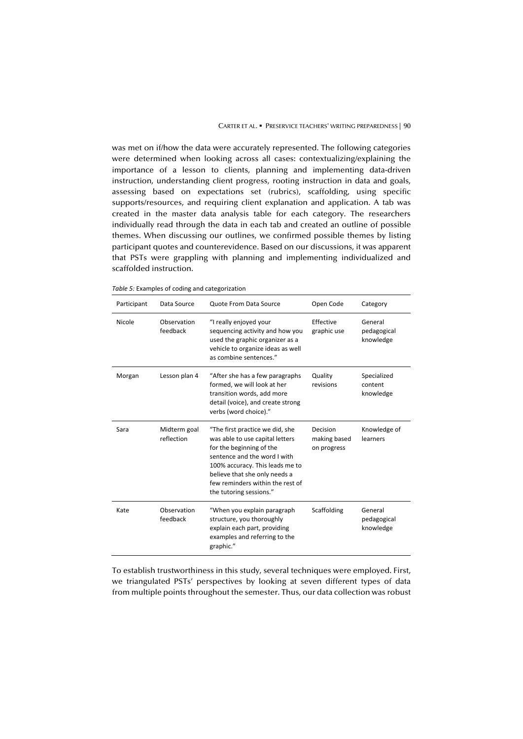was met on if/how the data were accurately represented. The following categories were determined when looking across all cases: contextualizing/explaining the importance of a lesson to clients, planning and implementing data-driven instruction, understanding client progress, rooting instruction in data and goals, assessing based on expectations set (rubrics), scaffolding, using specific supports/resources, and requiring client explanation and application. A tab was created in the master data analysis table for each category. The researchers individually read through the data in each tab and created an outline of possible themes. When discussing our outlines, we confirmed possible themes by listing participant quotes and counterevidence. Based on our discussions, it was apparent that PSTs were grappling with planning and implementing individualized and scaffolded instruction.

*Table 5:* Examples of coding and categorization

| Participant | Data Source | Quote From Data Source | Open Code | Category |
| --- | --- | --- | --- | --- |
| Nicole | Observation feedback | "I really enjoyed your sequencing activity and how you used the graphic organizer as a vehicle to organize ideas as well as combine sentences." | Effective graphic use | General pedagogical knowledge |
| Morgan | Lesson plan 4 | "After she has a few paragraphs formed, we will look at her transition words, add more detail (voice), and create strong verbs (word choice)." | Quality revisions | Specialized content knowledge |
| Sara | Midterm goal reflection | "The first practice we did, she was able to use capital letters for the beginning of the sentence and the word I with 100% accuracy. This leads me to believe that she only needs a few reminders within the rest of the tutoring sessions." | Decision making based on progress | Knowledge of learners |
| Kate | Observation feedback | "When you explain paragraph structure, you thoroughly explain each part, providing examples and referring to the graphic." | Scaffolding | General pedagogical knowledge |

To establish trustworthiness in this study, several techniques were employed. First, we triangulated PSTs' perspectives by looking at seven different types of data from multiple points throughout the semester. Thus, our data collection was robust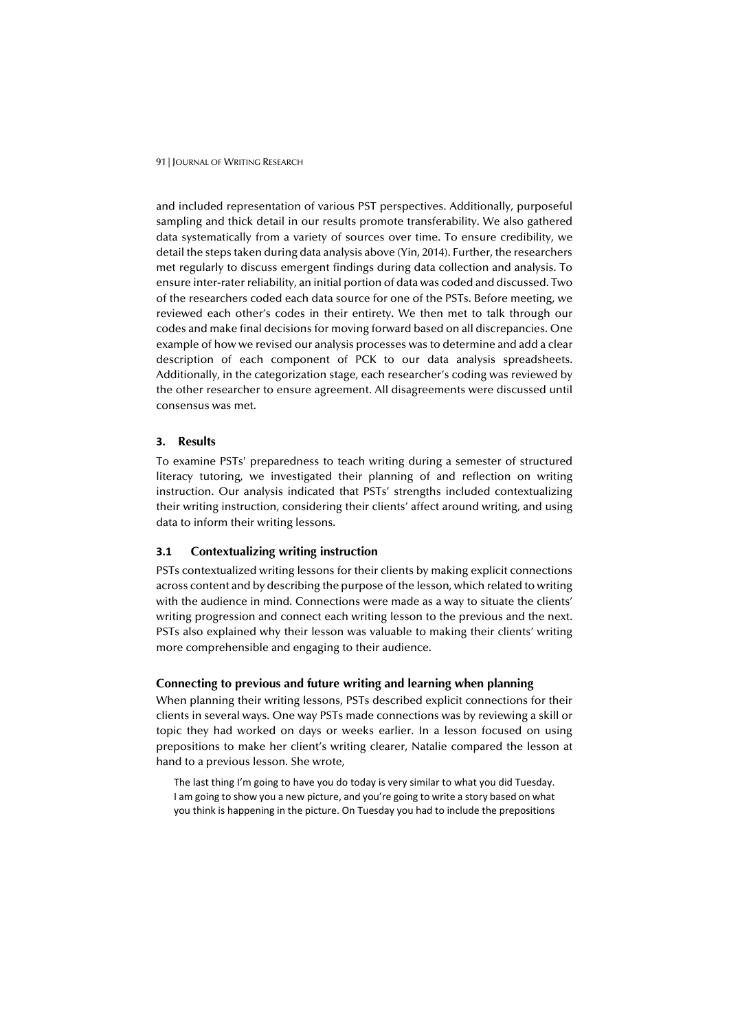and included representation of various PST perspectives. Additionally, purposeful sampling and thick detail in our results promote transferability. We also gathered data systematically from a variety of sources over time. To ensure credibility, we detail the steps taken during data analysis above (Yin, 2014). Further, the researchers met regularly to discuss emergent findings during data collection and analysis. To ensure inter-rater reliability, an initial portion of data was coded and discussed. Two of the researchers coded each data source for one of the PSTs. Before meeting, we reviewed each other's codes in their entirety. We then met to talk through our codes and make final decisions for moving forward based on all discrepancies. One example of how we revised our analysis processes was to determine and add a clear description of each component of PCK to our data analysis spreadsheets. Additionally, in the categorization stage, each researcher's coding was reviewed by the other researcher to ensure agreement. All disagreements were discussed until consensus was met.

## 3. Results

To examine PSTs' preparedness to teach writing during a semester of structured literacy tutoring, we investigated their planning of and reflection on writing instruction. Our analysis indicated that PSTs' strengths included contextualizing their writing instruction, considering their clients' affect around writing, and using data to inform their writing lessons.

### 3.1 Contextualizing writing instruction

PSTs contextualized writing lessons for their clients by making explicit connections across content and by describing the purpose of the lesson, which related to writing with the audience in mind. Connections were made as a way to situate the clients' writing progression and connect each writing lesson to the previous and the next. PSTs also explained why their lesson was valuable to making their clients' writing more comprehensible and engaging to their audience.

#### Connecting to previous and future writing and learning when planning

When planning their writing lessons, PSTs described explicit connections for their clients in several ways. One way PSTs made connections was by reviewing a skill or topic they had worked on days or weeks earlier. In a lesson focused on using prepositions to make her client's writing clearer, Natalie compared the lesson at hand to a previous lesson. She wrote,

> The last thing I'm going to have you do today is very similar to what you did Tuesday. I am going to show you a new picture, and you're going to write a story based on what you think is happening in the picture. On Tuesday you had to include the prepositions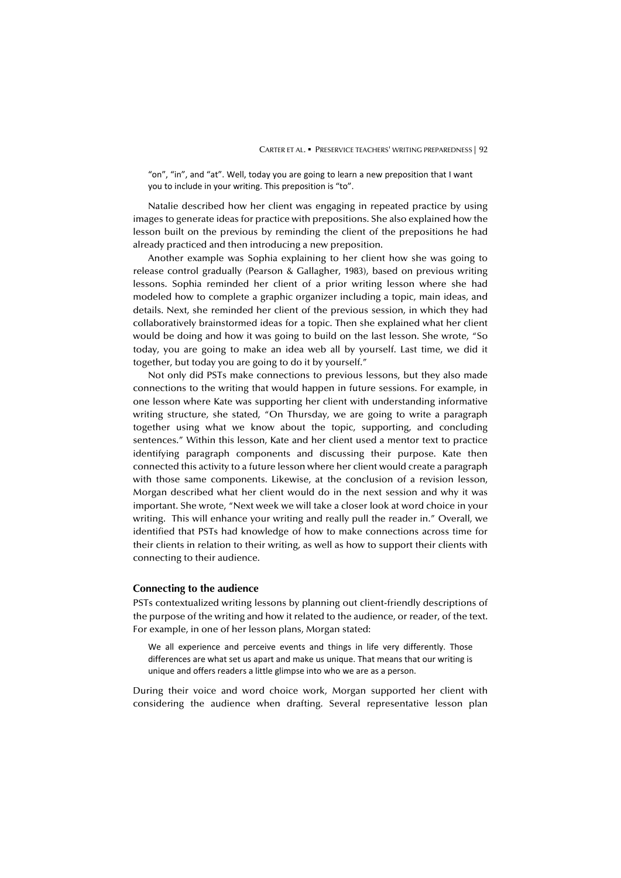> "on", "in", and "at". Well, today you are going to learn a new preposition that I want you to include in your writing. This preposition is "to".

Natalie described how her client was engaging in repeated practice by using images to generate ideas for practice with prepositions. She also explained how the lesson built on the previous by reminding the client of the prepositions he had already practiced and then introducing a new preposition.

Another example was Sophia explaining to her client how she was going to release control gradually (Pearson & Gallagher, 1983), based on previous writing lessons. Sophia reminded her client of a prior writing lesson where she had modeled how to complete a graphic organizer including a topic, main ideas, and details. Next, she reminded her client of the previous session, in which they had collaboratively brainstormed ideas for a topic. Then she explained what her client would be doing and how it was going to build on the last lesson. She wrote, "So today, you are going to make an idea web all by yourself. Last time, we did it together, but today you are going to do it by yourself."

Not only did PSTs make connections to previous lessons, but they also made connections to the writing that would happen in future sessions. For example, in one lesson where Kate was supporting her client with understanding informative writing structure, she stated, "On Thursday, we are going to write a paragraph together using what we know about the topic, supporting, and concluding sentences." Within this lesson, Kate and her client used a mentor text to practice identifying paragraph components and discussing their purpose. Kate then connected this activity to a future lesson where her client would create a paragraph with those same components. Likewise, at the conclusion of a revision lesson, Morgan described what her client would do in the next session and why it was important. She wrote, "Next week we will take a closer look at word choice in your writing. This will enhance your writing and really pull the reader in." Overall, we identified that PSTs had knowledge of how to make connections across time for their clients in relation to their writing, as well as how to support their clients with connecting to their audience.

### Connecting to the audience

PSTs contextualized writing lessons by planning out client-friendly descriptions of the purpose of the writing and how it related to the audience, or reader, of the text. For example, in one of her lesson plans, Morgan stated:

> We all experience and perceive events and things in life very differently. Those differences are what set us apart and make us unique. That means that our writing is unique and offers readers a little glimpse into who we are as a person.

During their voice and word choice work, Morgan supported her client with considering the audience when drafting. Several representative lesson plan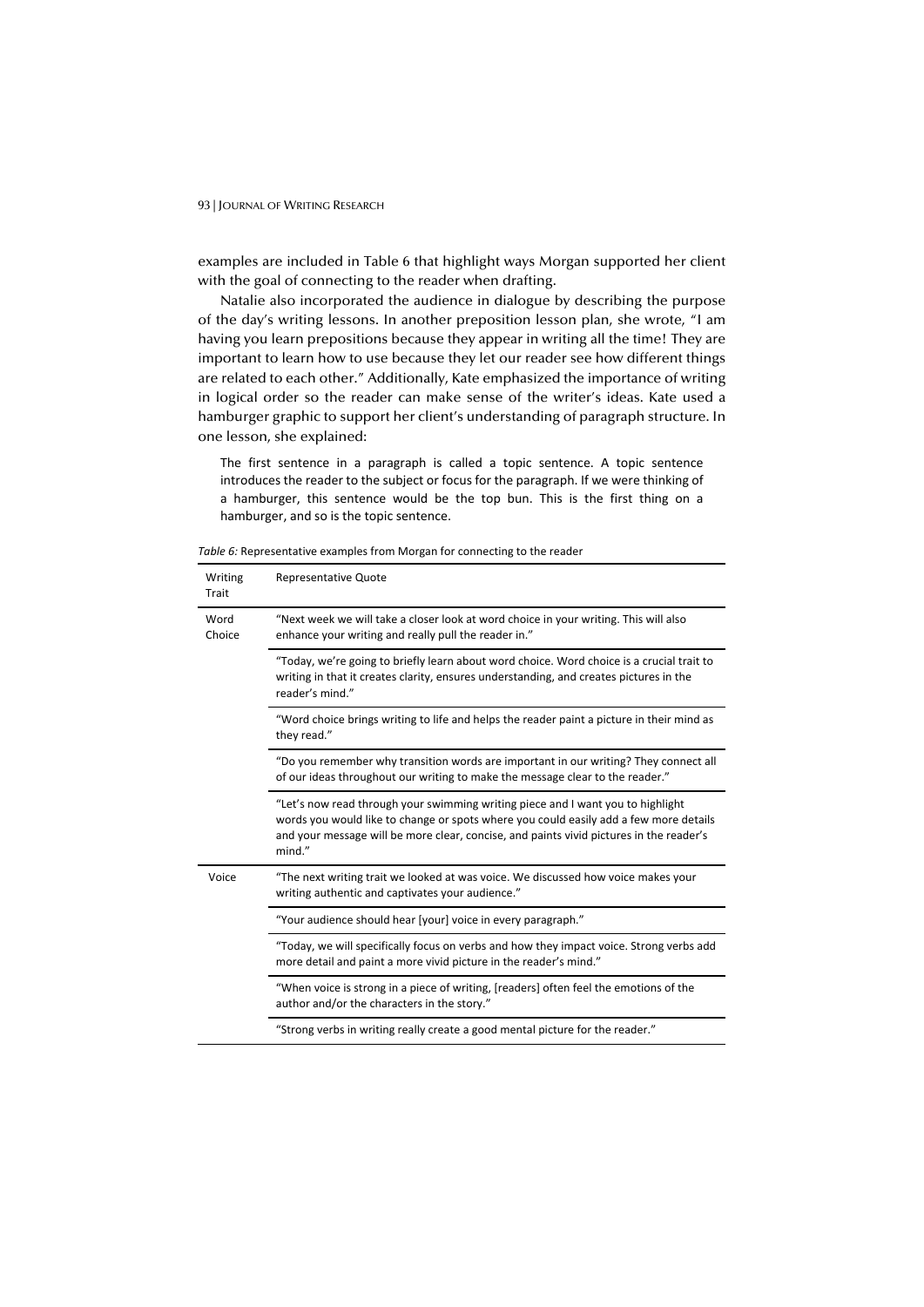examples are included in Table 6 that highlight ways Morgan supported her client with the goal of connecting to the reader when drafting.

Natalie also incorporated the audience in dialogue by describing the purpose of the day's writing lessons. In another preposition lesson plan, she wrote, "I am having you learn prepositions because they appear in writing all the time! They are important to learn how to use because they let our reader see how different things are related to each other." Additionally, Kate emphasized the importance of writing in logical order so the reader can make sense of the writer's ideas. Kate used a hamburger graphic to support her client's understanding of paragraph structure. In one lesson, she explained:

> The first sentence in a paragraph is called a topic sentence. A topic sentence introduces the reader to the subject or focus for the paragraph. If we were thinking of a hamburger, this sentence would be the top bun. This is the first thing on a hamburger, and so is the topic sentence.

*Table 6:* Representative examples from Morgan for connecting to the reader

| Writing Trait | Representative Quote |
| --- | --- |
| Word Choice | "Next week we will take a closer look at word choice in your writing. This will also enhance your writing and really pull the reader in." |
| | "Today, we're going to briefly learn about word choice. Word choice is a crucial trait to writing in that it creates clarity, ensures understanding, and creates pictures in the reader's mind." |
| | "Word choice brings writing to life and helps the reader paint a picture in their mind as they read." |
| | "Do you remember why transition words are important in our writing? They connect all of our ideas throughout our writing to make the message clear to the reader." |
| | "Let's now read through your swimming writing piece and I want you to highlight words you would like to change or spots where you could easily add a few more details and your message will be more clear, concise, and paints vivid pictures in the reader's mind." |
| Voice | "The next writing trait we looked at was voice. We discussed how voice makes your writing authentic and captivates your audience." |
| | "Your audience should hear [your] voice in every paragraph." |
| | "Today, we will specifically focus on verbs and how they impact voice. Strong verbs add more detail and paint a more vivid picture in the reader's mind." |
| | "When voice is strong in a piece of writing, [readers] often feel the emotions of the author and/or the characters in the story." |
| | "Strong verbs in writing really create a good mental picture for the reader." |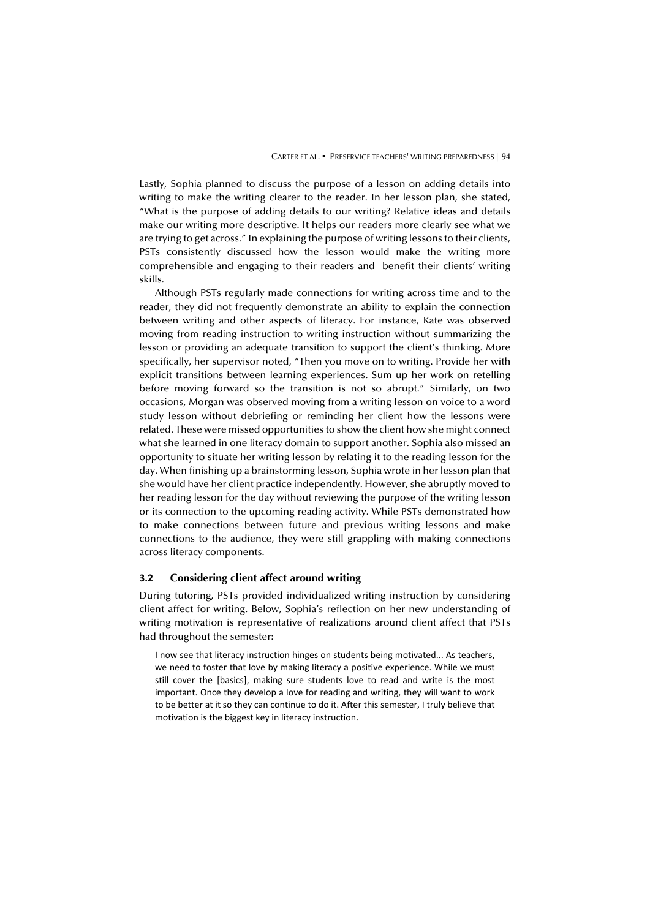Lastly, Sophia planned to discuss the purpose of a lesson on adding details into writing to make the writing clearer to the reader. In her lesson plan, she stated, "What is the purpose of adding details to our writing? Relative ideas and details make our writing more descriptive. It helps our readers more clearly see what we are trying to get across." In explaining the purpose of writing lessons to their clients, PSTs consistently discussed how the lesson would make the writing more comprehensible and engaging to their readers and benefit their clients' writing skills.

Although PSTs regularly made connections for writing across time and to the reader, they did not frequently demonstrate an ability to explain the connection between writing and other aspects of literacy. For instance, Kate was observed moving from reading instruction to writing instruction without summarizing the lesson or providing an adequate transition to support the client's thinking. More specifically, her supervisor noted, "Then you move on to writing. Provide her with explicit transitions between learning experiences. Sum up her work on retelling before moving forward so the transition is not so abrupt." Similarly, on two occasions, Morgan was observed moving from a writing lesson on voice to a word study lesson without debriefing or reminding her client how the lessons were related. These were missed opportunities to show the client how she might connect what she learned in one literacy domain to support another. Sophia also missed an opportunity to situate her writing lesson by relating it to the reading lesson for the day. When finishing up a brainstorming lesson, Sophia wrote in her lesson plan that she would have her client practice independently. However, she abruptly moved to her reading lesson for the day without reviewing the purpose of the writing lesson or its connection to the upcoming reading activity. While PSTs demonstrated how to make connections between future and previous writing lessons and make connections to the audience, they were still grappling with making connections across literacy components.

### 3.2 Considering client affect around writing

During tutoring, PSTs provided individualized writing instruction by considering client affect for writing. Below, Sophia's reflection on her new understanding of writing motivation is representative of realizations around client affect that PSTs had throughout the semester:

> I now see that literacy instruction hinges on students being motivated... As teachers, we need to foster that love by making literacy a positive experience. While we must still cover the [basics], making sure students love to read and write is the most important. Once they develop a love for reading and writing, they will want to work to be better at it so they can continue to do it. After this semester, I truly believe that motivation is the biggest key in literacy instruction.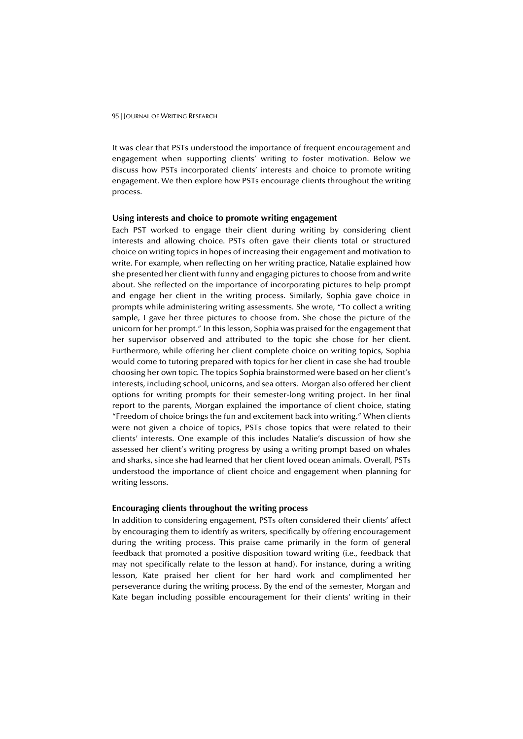It was clear that PSTs understood the importance of frequent encouragement and engagement when supporting clients' writing to foster motivation. Below we discuss how PSTs incorporated clients' interests and choice to promote writing engagement. We then explore how PSTs encourage clients throughout the writing process.

### Using interests and choice to promote writing engagement

Each PST worked to engage their client during writing by considering client interests and allowing choice. PSTs often gave their clients total or structured choice on writing topics in hopes of increasing their engagement and motivation to write. For example, when reflecting on her writing practice, Natalie explained how she presented her client with funny and engaging pictures to choose from and write about. She reflected on the importance of incorporating pictures to help prompt and engage her client in the writing process. Similarly, Sophia gave choice in prompts while administering writing assessments. She wrote, "To collect a writing sample, I gave her three pictures to choose from. She chose the picture of the unicorn for her prompt." In this lesson, Sophia was praised for the engagement that her supervisor observed and attributed to the topic she chose for her client. Furthermore, while offering her client complete choice on writing topics, Sophia would come to tutoring prepared with topics for her client in case she had trouble choosing her own topic. The topics Sophia brainstormed were based on her client's interests, including school, unicorns, and sea otters. Morgan also offered her client options for writing prompts for their semester-long writing project. In her final report to the parents, Morgan explained the importance of client choice, stating "Freedom of choice brings the fun and excitement back into writing." When clients were not given a choice of topics, PSTs chose topics that were related to their clients' interests. One example of this includes Natalie's discussion of how she assessed her client's writing progress by using a writing prompt based on whales and sharks, since she had learned that her client loved ocean animals. Overall, PSTs understood the importance of client choice and engagement when planning for writing lessons.

### Encouraging clients throughout the writing process

In addition to considering engagement, PSTs often considered their clients' affect by encouraging them to identify as writers, specifically by offering encouragement during the writing process. This praise came primarily in the form of general feedback that promoted a positive disposition toward writing (i.e., feedback that may not specifically relate to the lesson at hand). For instance, during a writing lesson, Kate praised her client for her hard work and complimented her perseverance during the writing process. By the end of the semester, Morgan and Kate began including possible encouragement for their clients' writing in their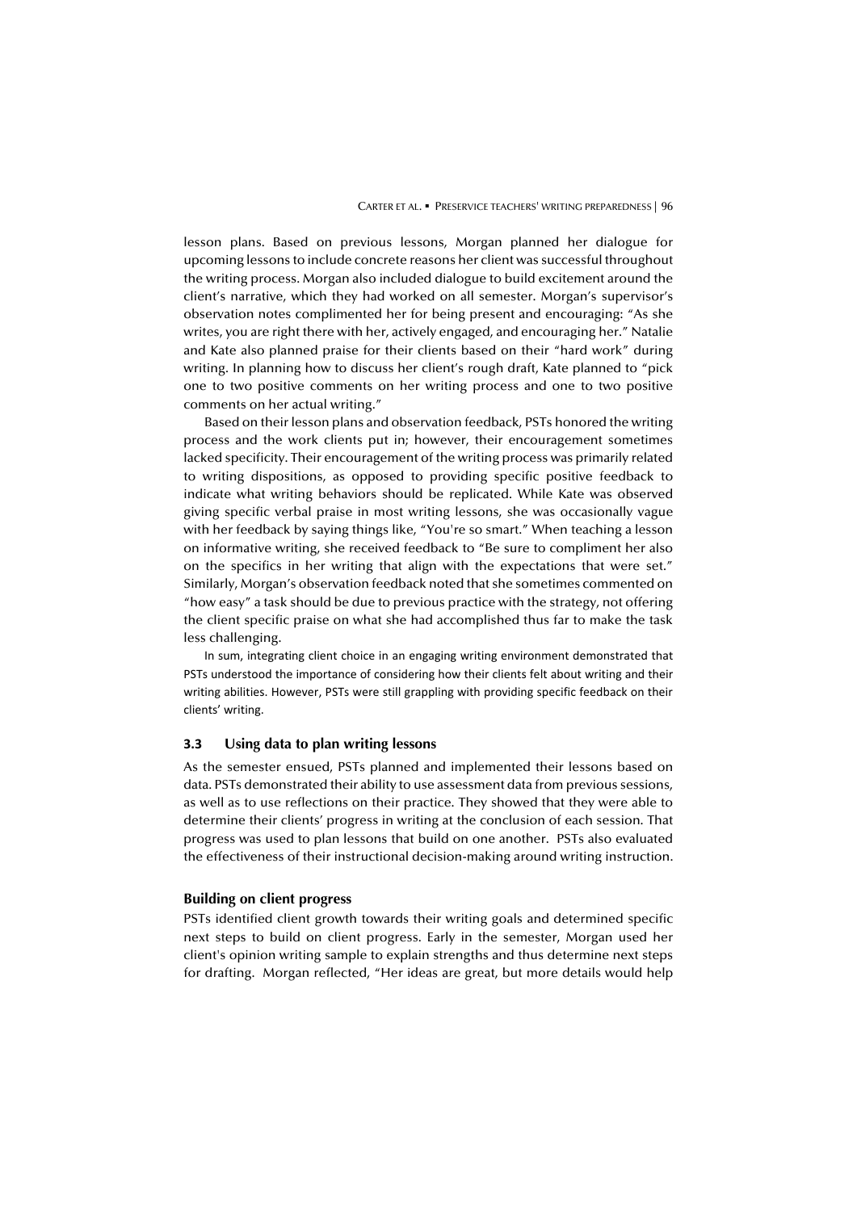lesson plans. Based on previous lessons, Morgan planned her dialogue for upcoming lessons to include concrete reasons her client was successful throughout the writing process. Morgan also included dialogue to build excitement around the client's narrative, which they had worked on all semester. Morgan's supervisor's observation notes complimented her for being present and encouraging: "As she writes, you are right there with her, actively engaged, and encouraging her." Natalie and Kate also planned praise for their clients based on their "hard work" during writing. In planning how to discuss her client's rough draft, Kate planned to "pick one to two positive comments on her writing process and one to two positive comments on her actual writing."

Based on their lesson plans and observation feedback, PSTs honored the writing process and the work clients put in; however, their encouragement sometimes lacked specificity. Their encouragement of the writing process was primarily related to writing dispositions, as opposed to providing specific positive feedback to indicate what writing behaviors should be replicated. While Kate was observed giving specific verbal praise in most writing lessons, she was occasionally vague with her feedback by saying things like, "You're so smart." When teaching a lesson on informative writing, she received feedback to "Be sure to compliment her also on the specifics in her writing that align with the expectations that were set." Similarly, Morgan's observation feedback noted that she sometimes commented on "how easy" a task should be due to previous practice with the strategy, not offering the client specific praise on what she had accomplished thus far to make the task less challenging.

In sum, integrating client choice in an engaging writing environment demonstrated that PSTs understood the importance of considering how their clients felt about writing and their writing abilities. However, PSTs were still grappling with providing specific feedback on their clients' writing.

## 3.3 Using data to plan writing lessons

As the semester ensued, PSTs planned and implemented their lessons based on data. PSTs demonstrated their ability to use assessment data from previous sessions, as well as to use reflections on their practice. They showed that they were able to determine their clients' progress in writing at the conclusion of each session. That progress was used to plan lessons that build on one another. PSTs also evaluated the effectiveness of their instructional decision-making around writing instruction.

### Building on client progress

PSTs identified client growth towards their writing goals and determined specific next steps to build on client progress. Early in the semester, Morgan used her client's opinion writing sample to explain strengths and thus determine next steps for drafting. Morgan reflected, "Her ideas are great, but more details would help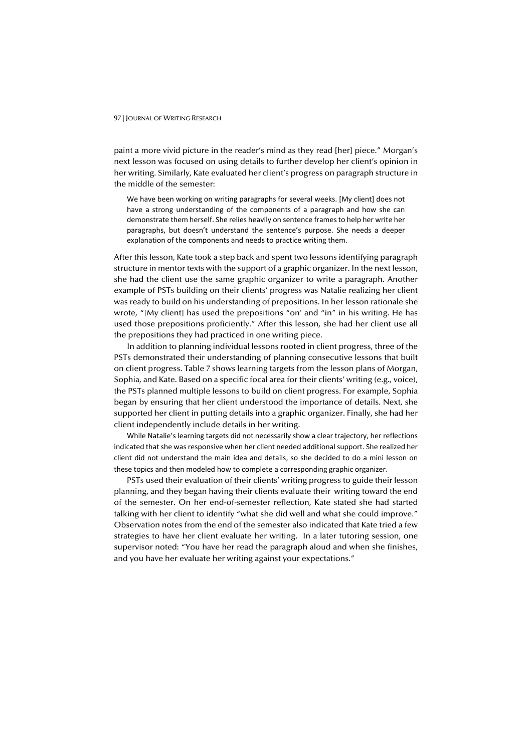paint a more vivid picture in the reader's mind as they read [her] piece." Morgan's next lesson was focused on using details to further develop her client's opinion in her writing. Similarly, Kate evaluated her client's progress on paragraph structure in the middle of the semester:

> We have been working on writing paragraphs for several weeks. [My client] does not have a strong understanding of the components of a paragraph and how she can demonstrate them herself. She relies heavily on sentence frames to help her write her paragraphs, but doesn't understand the sentence's purpose. She needs a deeper explanation of the components and needs to practice writing them.

After this lesson, Kate took a step back and spent two lessons identifying paragraph structure in mentor texts with the support of a graphic organizer. In the next lesson, she had the client use the same graphic organizer to write a paragraph. Another example of PSTs building on their clients' progress was Natalie realizing her client was ready to build on his understanding of prepositions. In her lesson rationale she wrote, "[My client] has used the prepositions "on' and "in" in his writing. He has used those prepositions proficiently." After this lesson, she had her client use all the prepositions they had practiced in one writing piece.

In addition to planning individual lessons rooted in client progress, three of the PSTs demonstrated their understanding of planning consecutive lessons that built on client progress. Table 7 shows learning targets from the lesson plans of Morgan, Sophia, and Kate. Based on a specific focal area for their clients' writing (e.g., voice), the PSTs planned multiple lessons to build on client progress. For example, Sophia began by ensuring that her client understood the importance of details. Next, she supported her client in putting details into a graphic organizer. Finally, she had her client independently include details in her writing.

While Natalie's learning targets did not necessarily show a clear trajectory, her reflections indicated that she was responsive when her client needed additional support. She realized her client did not understand the main idea and details, so she decided to do a mini lesson on these topics and then modeled how to complete a corresponding graphic organizer.

PSTs used their evaluation of their clients' writing progress to guide their lesson planning, and they began having their clients evaluate their writing toward the end of the semester. On her end-of-semester reflection, Kate stated she had started talking with her client to identify "what she did well and what she could improve." Observation notes from the end of the semester also indicated that Kate tried a few strategies to have her client evaluate her writing. In a later tutoring session, one supervisor noted: "You have her read the paragraph aloud and when she finishes, and you have her evaluate her writing against your expectations."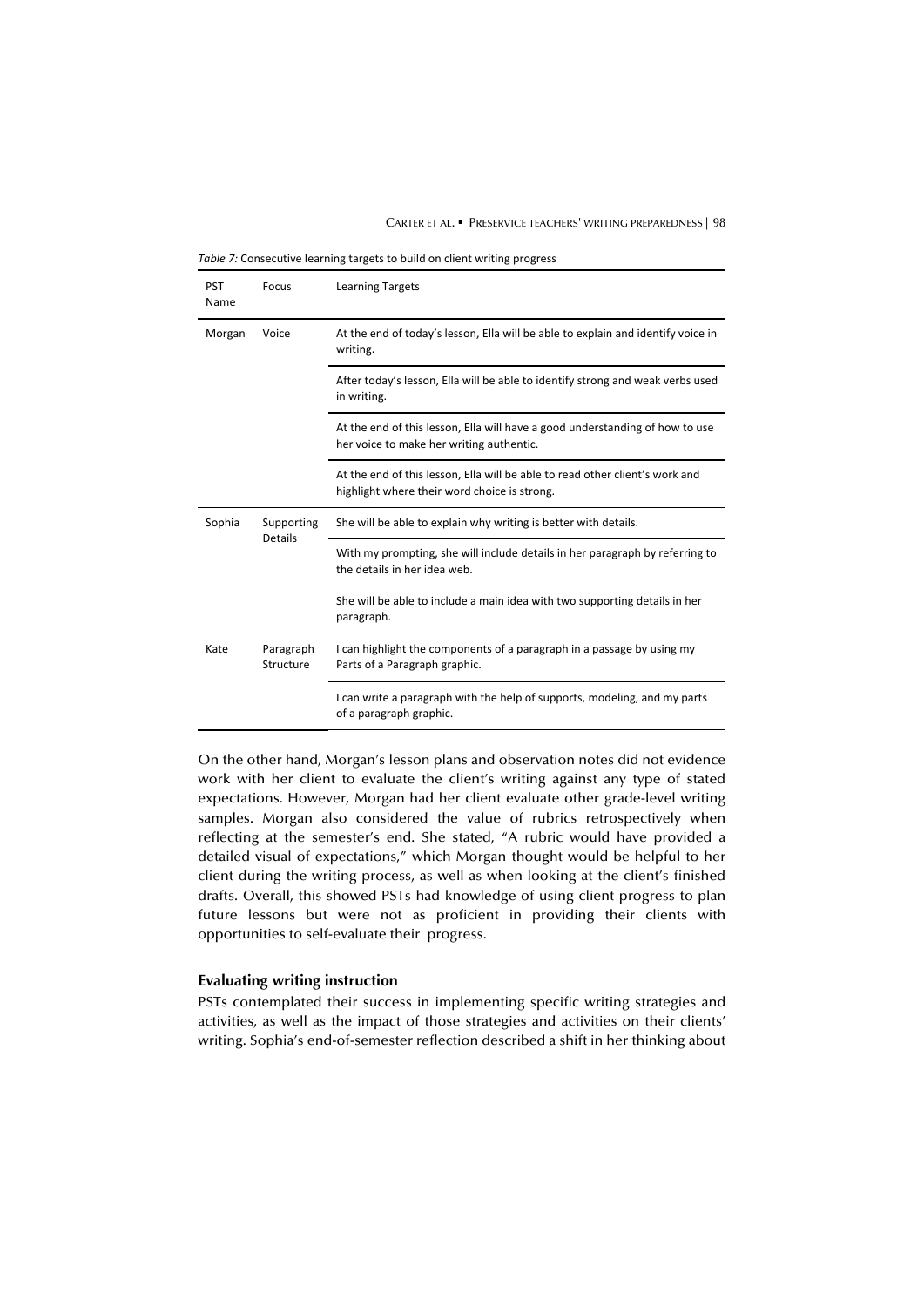*Table 7:* Consecutive learning targets to build on client writing progress

| PST Name | Focus | Learning Targets |
|---|---|---|
| Morgan | Voice | At the end of today's lesson, Ella will be able to explain and identify voice in writing. |
| | | After today's lesson, Ella will be able to identify strong and weak verbs used in writing. |
| | | At the end of this lesson, Ella will have a good understanding of how to use her voice to make her writing authentic. |
| | | At the end of this lesson, Ella will be able to read other client's work and highlight where their word choice is strong. |
| Sophia | Supporting Details | She will be able to explain why writing is better with details. |
| | | With my prompting, she will include details in her paragraph by referring to the details in her idea web. |
| | | She will be able to include a main idea with two supporting details in her paragraph. |
| Kate | Paragraph Structure | I can highlight the components of a paragraph in a passage by using my Parts of a Paragraph graphic. |
| | | I can write a paragraph with the help of supports, modeling, and my parts of a paragraph graphic. |

On the other hand, Morgan's lesson plans and observation notes did not evidence work with her client to evaluate the client's writing against any type of stated expectations. However, Morgan had her client evaluate other grade-level writing samples. Morgan also considered the value of rubrics retrospectively when reflecting at the semester's end. She stated, "A rubric would have provided a detailed visual of expectations," which Morgan thought would be helpful to her client during the writing process, as well as when looking at the client's finished drafts. Overall, this showed PSTs had knowledge of using client progress to plan future lessons but were not as proficient in providing their clients with opportunities to self-evaluate their progress.

### Evaluating writing instruction

PSTs contemplated their success in implementing specific writing strategies and activities, as well as the impact of those strategies and activities on their clients' writing. Sophia's end-of-semester reflection described a shift in her thinking about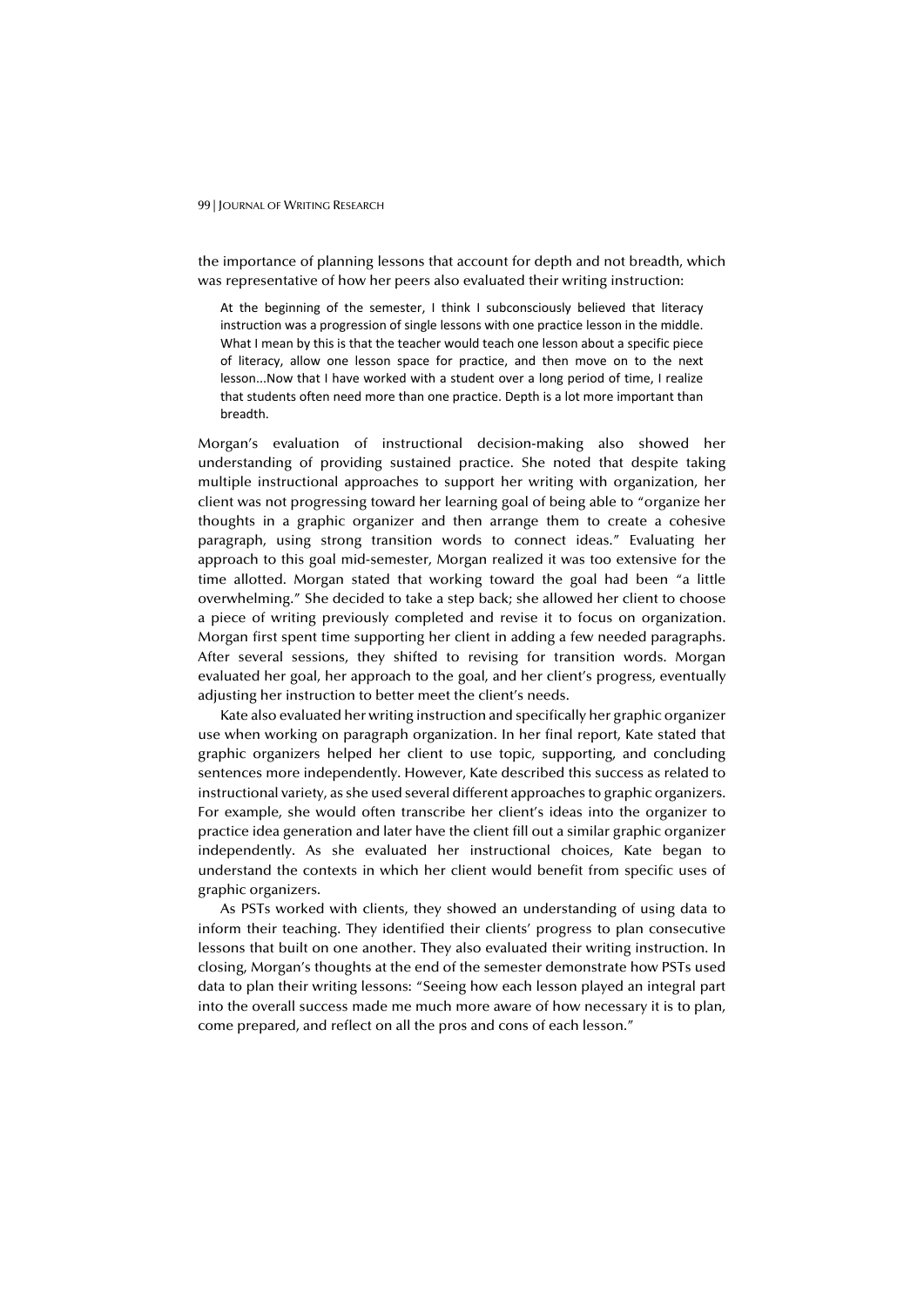the importance of planning lessons that account for depth and not breadth, which was representative of how her peers also evaluated their writing instruction:

> At the beginning of the semester, I think I subconsciously believed that literacy instruction was a progression of single lessons with one practice lesson in the middle. What I mean by this is that the teacher would teach one lesson about a specific piece of literacy, allow one lesson space for practice, and then move on to the next lesson...Now that I have worked with a student over a long period of time, I realize that students often need more than one practice. Depth is a lot more important than breadth.

Morgan's evaluation of instructional decision-making also showed her understanding of providing sustained practice. She noted that despite taking multiple instructional approaches to support her writing with organization, her client was not progressing toward her learning goal of being able to "organize her thoughts in a graphic organizer and then arrange them to create a cohesive paragraph, using strong transition words to connect ideas." Evaluating her approach to this goal mid-semester, Morgan realized it was too extensive for the time allotted. Morgan stated that working toward the goal had been "a little overwhelming." She decided to take a step back; she allowed her client to choose a piece of writing previously completed and revise it to focus on organization. Morgan first spent time supporting her client in adding a few needed paragraphs. After several sessions, they shifted to revising for transition words. Morgan evaluated her goal, her approach to the goal, and her client's progress, eventually adjusting her instruction to better meet the client's needs.

Kate also evaluated her writing instruction and specifically her graphic organizer use when working on paragraph organization. In her final report, Kate stated that graphic organizers helped her client to use topic, supporting, and concluding sentences more independently. However, Kate described this success as related to instructional variety, as she used several different approaches to graphic organizers. For example, she would often transcribe her client's ideas into the organizer to practice idea generation and later have the client fill out a similar graphic organizer independently. As she evaluated her instructional choices, Kate began to understand the contexts in which her client would benefit from specific uses of graphic organizers.

As PSTs worked with clients, they showed an understanding of using data to inform their teaching. They identified their clients' progress to plan consecutive lessons that built on one another. They also evaluated their writing instruction. In closing, Morgan's thoughts at the end of the semester demonstrate how PSTs used data to plan their writing lessons: "Seeing how each lesson played an integral part into the overall success made me much more aware of how necessary it is to plan, come prepared, and reflect on all the pros and cons of each lesson."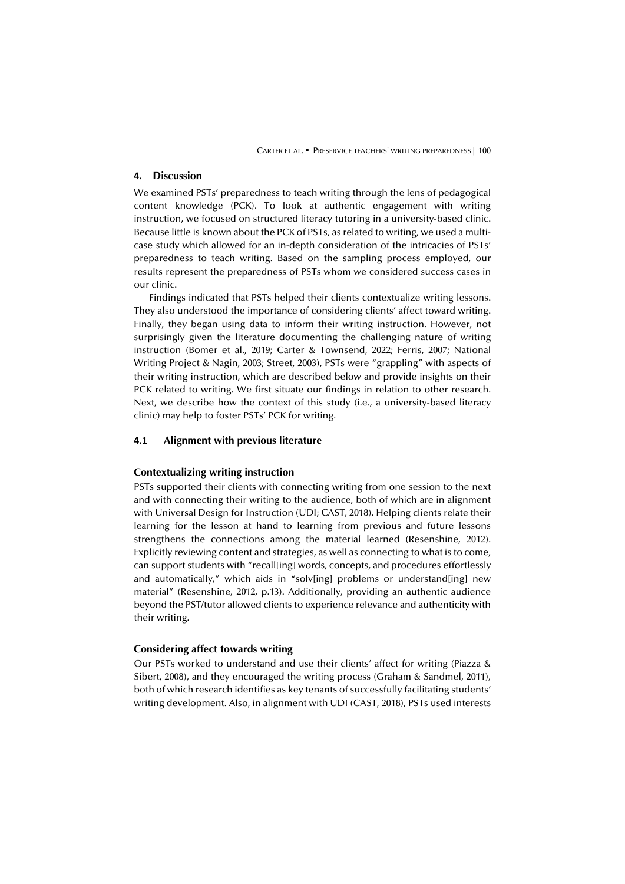## 4. Discussion

We examined PSTs' preparedness to teach writing through the lens of pedagogical content knowledge (PCK). To look at authentic engagement with writing instruction, we focused on structured literacy tutoring in a university-based clinic. Because little is known about the PCK of PSTs, as related to writing, we used a multi-case study which allowed for an in-depth consideration of the intricacies of PSTs' preparedness to teach writing. Based on the sampling process employed, our results represent the preparedness of PSTs whom we considered success cases in our clinic.

Findings indicated that PSTs helped their clients contextualize writing lessons. They also understood the importance of considering clients' affect toward writing. Finally, they began using data to inform their writing instruction. However, not surprisingly given the literature documenting the challenging nature of writing instruction (Bomer et al., 2019; Carter & Townsend, 2022; Ferris, 2007; National Writing Project & Nagin, 2003; Street, 2003), PSTs were "grappling" with aspects of their writing instruction, which are described below and provide insights on their PCK related to writing. We first situate our findings in relation to other research. Next, we describe how the context of this study (i.e., a university-based literacy clinic) may help to foster PSTs' PCK for writing.

### 4.1 Alignment with previous literature

#### Contextualizing writing instruction

PSTs supported their clients with connecting writing from one session to the next and with connecting their writing to the audience, both of which are in alignment with Universal Design for Instruction (UDI; CAST, 2018). Helping clients relate their learning for the lesson at hand to learning from previous and future lessons strengthens the connections among the material learned (Resenshine, 2012). Explicitly reviewing content and strategies, as well as connecting to what is to come, can support students with "recall[ing] words, concepts, and procedures effortlessly and automatically," which aids in "solv[ing] problems or understand[ing] new material" (Resenshine, 2012, p.13). Additionally, providing an authentic audience beyond the PST/tutor allowed clients to experience relevance and authenticity with their writing.

#### Considering affect towards writing

Our PSTs worked to understand and use their clients' affect for writing (Piazza & Sibert, 2008), and they encouraged the writing process (Graham & Sandmel, 2011), both of which research identifies as key tenants of successfully facilitating students' writing development. Also, in alignment with UDI (CAST, 2018), PSTs used interests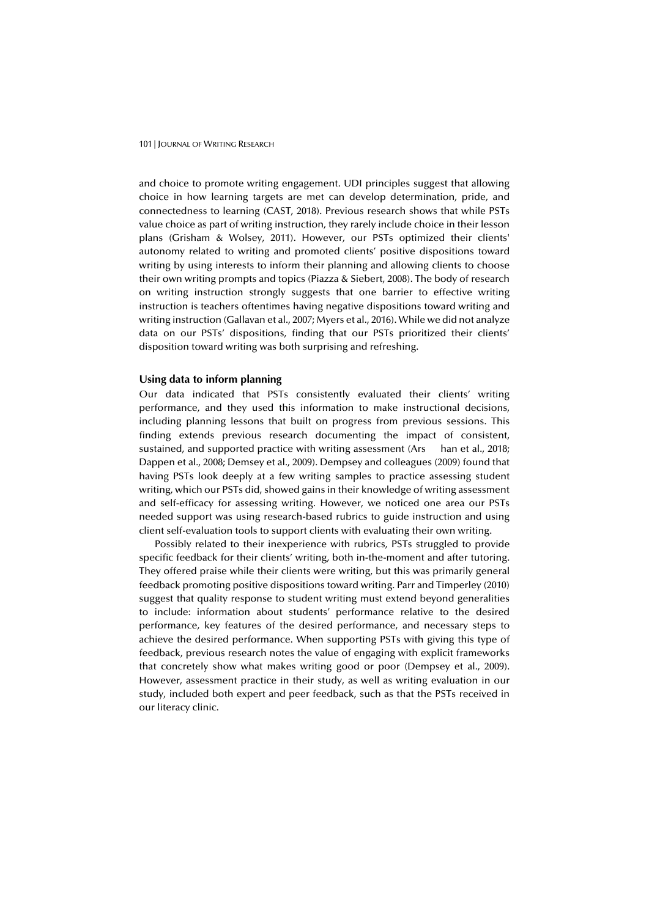and choice to promote writing engagement. UDI principles suggest that allowing choice in how learning targets are met can develop determination, pride, and connectedness to learning (CAST, 2018). Previous research shows that while PSTs value choice as part of writing instruction, they rarely include choice in their lesson plans (Grisham & Wolsey, 2011). However, our PSTs optimized their clients' autonomy related to writing and promoted clients' positive dispositions toward writing by using interests to inform their planning and allowing clients to choose their own writing prompts and topics (Piazza & Siebert, 2008). The body of research on writing instruction strongly suggests that one barrier to effective writing instruction is teachers oftentimes having negative dispositions toward writing and writing instruction (Gallavan et al., 2007; Myers et al., 2016). While we did not analyze data on our PSTs' dispositions, finding that our PSTs prioritized their clients' disposition toward writing was both surprising and refreshing.

### Using data to inform planning

Our data indicated that PSTs consistently evaluated their clients' writing performance, and they used this information to make instructional decisions, including planning lessons that built on progress from previous sessions. This finding extends previous research documenting the impact of consistent, sustained, and supported practice with writing assessment (Ars han et al., 2018; Dappen et al., 2008; Demsey et al., 2009). Dempsey and colleagues (2009) found that having PSTs look deeply at a few writing samples to practice assessing student writing, which our PSTs did, showed gains in their knowledge of writing assessment and self-efficacy for assessing writing. However, we noticed one area our PSTs needed support was using research-based rubrics to guide instruction and using client self-evaluation tools to support clients with evaluating their own writing.

Possibly related to their inexperience with rubrics, PSTs struggled to provide specific feedback for their clients' writing, both in-the-moment and after tutoring. They offered praise while their clients were writing, but this was primarily general feedback promoting positive dispositions toward writing. Parr and Timperley (2010) suggest that quality response to student writing must extend beyond generalities to include: information about students' performance relative to the desired performance, key features of the desired performance, and necessary steps to achieve the desired performance. When supporting PSTs with giving this type of feedback, previous research notes the value of engaging with explicit frameworks that concretely show what makes writing good or poor (Dempsey et al., 2009). However, assessment practice in their study, as well as writing evaluation in our study, included both expert and peer feedback, such as that the PSTs received in our literacy clinic.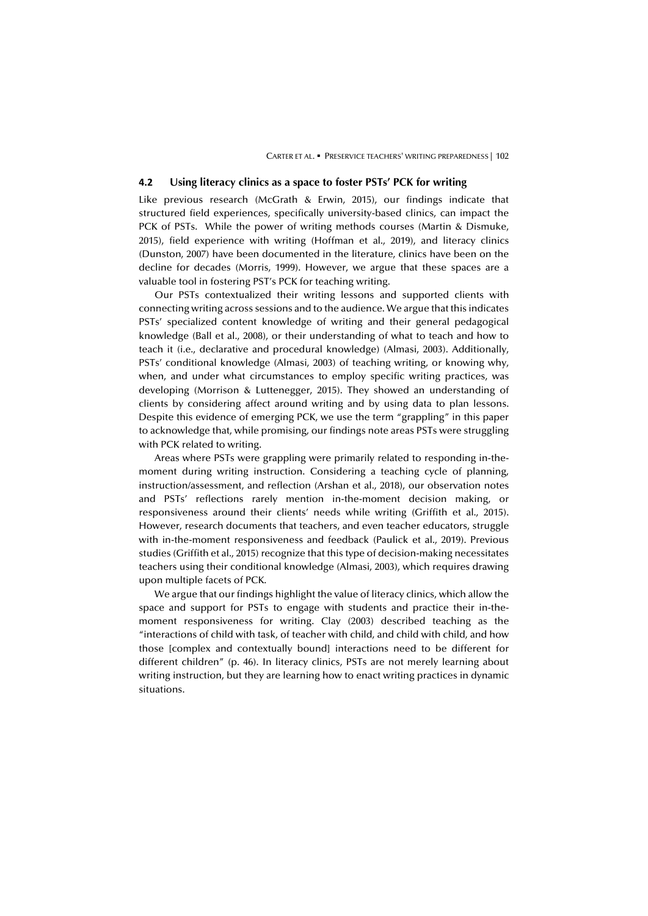### 4.2 Using literacy clinics as a space to foster PSTs' PCK for writing

Like previous research (McGrath & Erwin, 2015), our findings indicate that structured field experiences, specifically university-based clinics, can impact the PCK of PSTs. While the power of writing methods courses (Martin & Dismuke, 2015), field experience with writing (Hoffman et al., 2019), and literacy clinics (Dunston, 2007) have been documented in the literature, clinics have been on the decline for decades (Morris, 1999). However, we argue that these spaces are a valuable tool in fostering PST's PCK for teaching writing.

Our PSTs contextualized their writing lessons and supported clients with connecting writing across sessions and to the audience. We argue that this indicates PSTs' specialized content knowledge of writing and their general pedagogical knowledge (Ball et al., 2008), or their understanding of what to teach and how to teach it (i.e., declarative and procedural knowledge) (Almasi, 2003). Additionally, PSTs' conditional knowledge (Almasi, 2003) of teaching writing, or knowing why, when, and under what circumstances to employ specific writing practices, was developing (Morrison & Luttenegger, 2015). They showed an understanding of clients by considering affect around writing and by using data to plan lessons. Despite this evidence of emerging PCK, we use the term "grappling" in this paper to acknowledge that, while promising, our findings note areas PSTs were struggling with PCK related to writing.

Areas where PSTs were grappling were primarily related to responding in-the-moment during writing instruction. Considering a teaching cycle of planning, instruction/assessment, and reflection (Arshan et al., 2018), our observation notes and PSTs' reflections rarely mention in-the-moment decision making, or responsiveness around their clients' needs while writing (Griffith et al., 2015). However, research documents that teachers, and even teacher educators, struggle with in-the-moment responsiveness and feedback (Paulick et al., 2019). Previous studies (Griffith et al., 2015) recognize that this type of decision-making necessitates teachers using their conditional knowledge (Almasi, 2003), which requires drawing upon multiple facets of PCK.

We argue that our findings highlight the value of literacy clinics, which allow the space and support for PSTs to engage with students and practice their in-the-moment responsiveness for writing. Clay (2003) described teaching as the "interactions of child with task, of teacher with child, and child with child, and how those [complex and contextually bound] interactions need to be different for different children" (p. 46). In literacy clinics, PSTs are not merely learning about writing instruction, but they are learning how to enact writing practices in dynamic situations.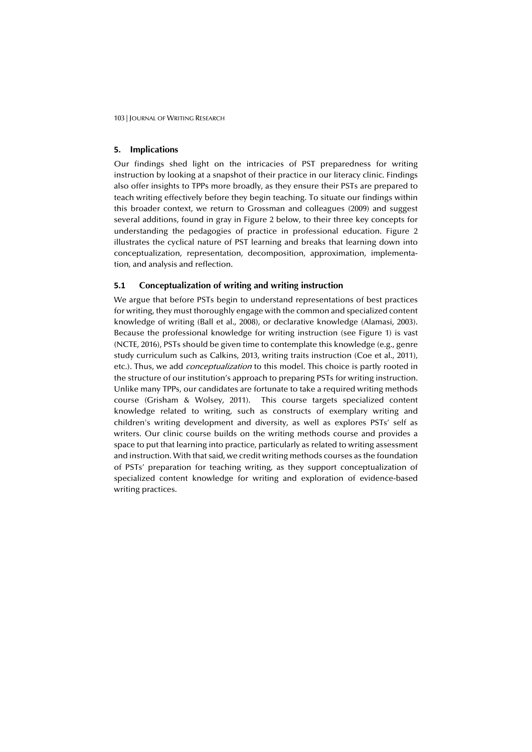## 5. Implications

Our findings shed light on the intricacies of PST preparedness for writing instruction by looking at a snapshot of their practice in our literacy clinic. Findings also offer insights to TPPs more broadly, as they ensure their PSTs are prepared to teach writing effectively before they begin teaching. To situate our findings within this broader context, we return to Grossman and colleagues (2009) and suggest several additions, found in gray in Figure 2 below, to their three key concepts for understanding the pedagogies of practice in professional education. Figure 2 illustrates the cyclical nature of PST learning and breaks that learning down into conceptualization, representation, decomposition, approximation, implementation, and analysis and reflection.

### 5.1 Conceptualization of writing and writing instruction

We argue that before PSTs begin to understand representations of best practices for writing, they must thoroughly engage with the common and specialized content knowledge of writing (Ball et al., 2008), or declarative knowledge (Alamasi, 2003). Because the professional knowledge for writing instruction (see Figure 1) is vast (NCTE, 2016), PSTs should be given time to contemplate this knowledge (e.g., genre study curriculum such as Calkins, 2013, writing traits instruction (Coe et al., 2011), etc.). Thus, we add *conceptualization* to this model. This choice is partly rooted in the structure of our institution's approach to preparing PSTs for writing instruction. Unlike many TPPs, our candidates are fortunate to take a required writing methods course (Grisham & Wolsey, 2011). This course targets specialized content knowledge related to writing, such as constructs of exemplary writing and children's writing development and diversity, as well as explores PSTs' self as writers. Our clinic course builds on the writing methods course and provides a space to put that learning into practice, particularly as related to writing assessment and instruction. With that said, we credit writing methods courses as the foundation of PSTs' preparation for teaching writing, as they support conceptualization of specialized content knowledge for writing and exploration of evidence-based writing practices.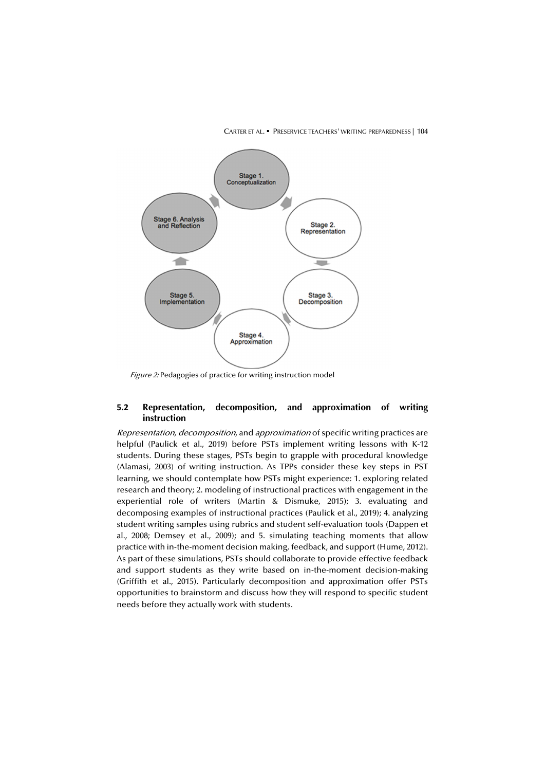Stage 1. Conceptualization

Stage 2. Representation

Stage 3. Decomposition

Stage 4. Approximation

Stage 5. Implementation

Stage 6. Analysis and Reflection

*Figure 2:* Pedagogies of practice for writing instruction model

### 5.2 Representation, decomposition, and approximation of writing instruction

*Representation*, *decomposition*, and *approximation* of specific writing practices are helpful (Paulick et al., 2019) before PSTs implement writing lessons with K-12 students. During these stages, PSTs begin to grapple with procedural knowledge (Alamasi, 2003) of writing instruction. As TPPs consider these key steps in PST learning, we should contemplate how PSTs might experience: 1. exploring related research and theory; 2. modeling of instructional practices with engagement in the experiential role of writers (Martin & Dismuke, 2015); 3. evaluating and decomposing examples of instructional practices (Paulick et al., 2019); 4. analyzing student writing samples using rubrics and student self-evaluation tools (Dappen et al., 2008; Demsey et al., 2009); and 5. simulating teaching moments that allow practice with in-the-moment decision making, feedback, and support (Hume, 2012). As part of these simulations, PSTs should collaborate to provide effective feedback and support students as they write based on in-the-moment decision-making (Griffith et al., 2015). Particularly decomposition and approximation offer PSTs opportunities to brainstorm and discuss how they will respond to specific student needs before they actually work with students.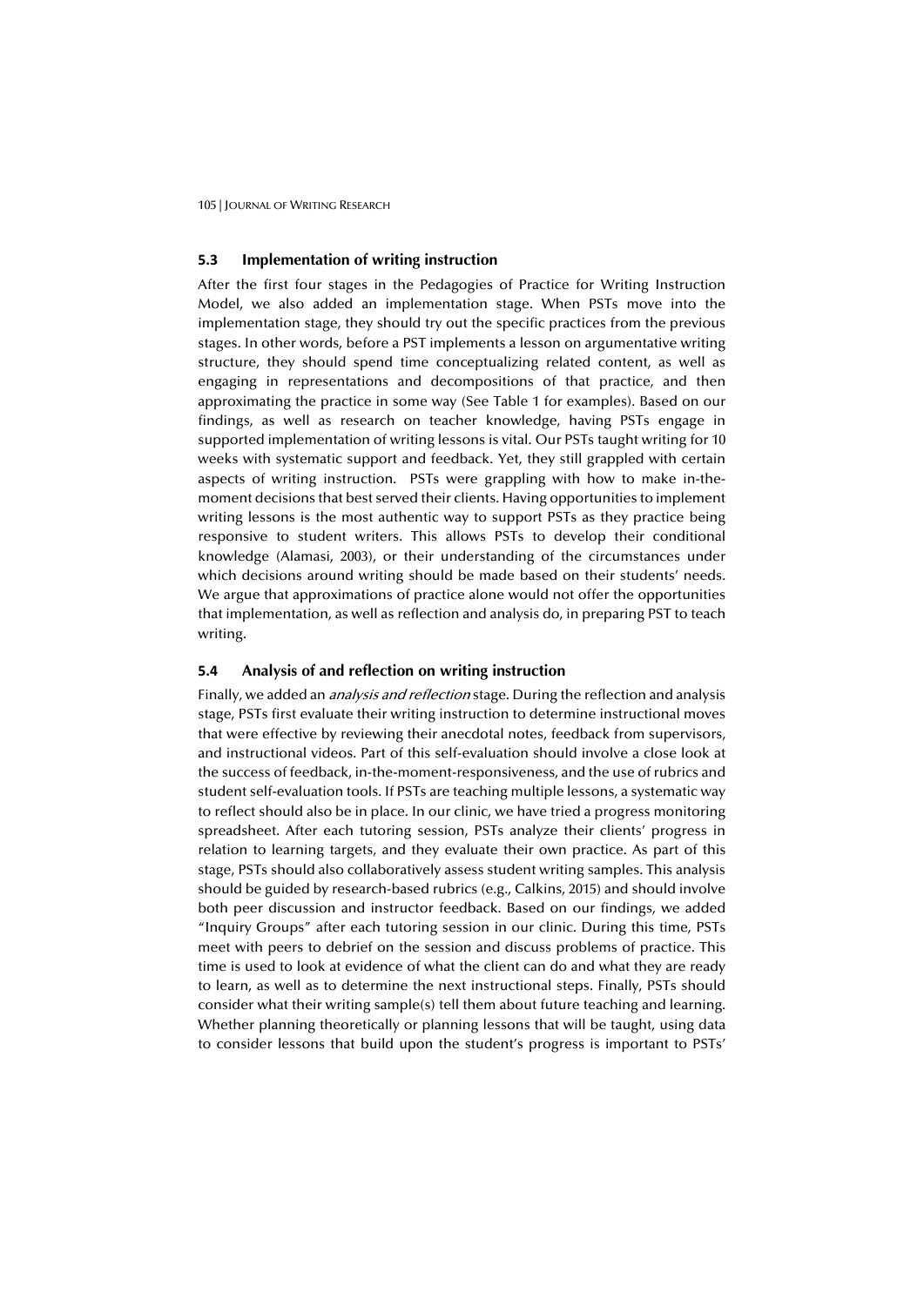### 5.3 Implementation of writing instruction

After the first four stages in the Pedagogies of Practice for Writing Instruction Model, we also added an implementation stage. When PSTs move into the implementation stage, they should try out the specific practices from the previous stages. In other words, before a PST implements a lesson on argumentative writing structure, they should spend time conceptualizing related content, as well as engaging in representations and decompositions of that practice, and then approximating the practice in some way (See Table 1 for examples). Based on our findings, as well as research on teacher knowledge, having PSTs engage in supported implementation of writing lessons is vital. Our PSTs taught writing for 10 weeks with systematic support and feedback. Yet, they still grappled with certain aspects of writing instruction. PSTs were grappling with how to make in-the-moment decisions that best served their clients. Having opportunities to implement writing lessons is the most authentic way to support PSTs as they practice being responsive to student writers. This allows PSTs to develop their conditional knowledge (Alamasi, 2003), or their understanding of the circumstances under which decisions around writing should be made based on their students' needs. We argue that approximations of practice alone would not offer the opportunities that implementation, as well as reflection and analysis do, in preparing PST to teach writing.

### 5.4 Analysis of and reflection on writing instruction

Finally, we added an *analysis and reflection* stage. During the reflection and analysis stage, PSTs first evaluate their writing instruction to determine instructional moves that were effective by reviewing their anecdotal notes, feedback from supervisors, and instructional videos. Part of this self-evaluation should involve a close look at the success of feedback, in-the-moment-responsiveness, and the use of rubrics and student self-evaluation tools. If PSTs are teaching multiple lessons, a systematic way to reflect should also be in place. In our clinic, we have tried a progress monitoring spreadsheet. After each tutoring session, PSTs analyze their clients' progress in relation to learning targets, and they evaluate their own practice. As part of this stage, PSTs should also collaboratively assess student writing samples. This analysis should be guided by research-based rubrics (e.g., Calkins, 2015) and should involve both peer discussion and instructor feedback. Based on our findings, we added "Inquiry Groups" after each tutoring session in our clinic. During this time, PSTs meet with peers to debrief on the session and discuss problems of practice. This time is used to look at evidence of what the client can do and what they are ready to learn, as well as to determine the next instructional steps. Finally, PSTs should consider what their writing sample(s) tell them about future teaching and learning. Whether planning theoretically or planning lessons that will be taught, using data to consider lessons that build upon the student's progress is important to PSTs'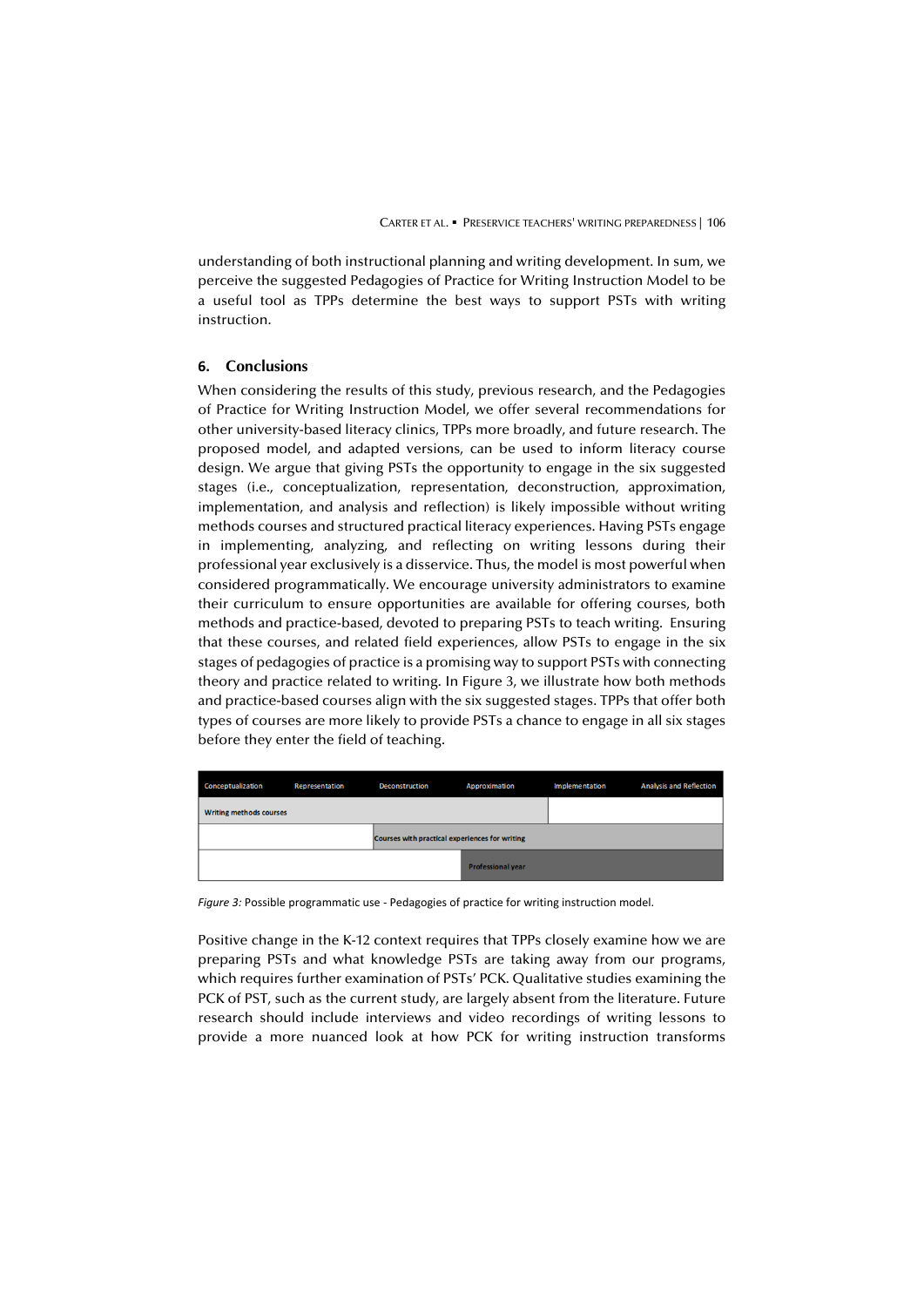understanding of both instructional planning and writing development. In sum, we perceive the suggested Pedagogies of Practice for Writing Instruction Model to be a useful tool as TPPs determine the best ways to support PSTs with writing instruction.

## 6. Conclusions

When considering the results of this study, previous research, and the Pedagogies of Practice for Writing Instruction Model, we offer several recommendations for other university-based literacy clinics, TPPs more broadly, and future research. The proposed model, and adapted versions, can be used to inform literacy course design. We argue that giving PSTs the opportunity to engage in the six suggested stages (i.e., conceptualization, representation, deconstruction, approximation, implementation, and analysis and reflection) is likely impossible without writing methods courses and structured practical literacy experiences. Having PSTs engage in implementing, analyzing, and reflecting on writing lessons during their professional year exclusively is a disservice. Thus, the model is most powerful when considered programmatically. We encourage university administrators to examine their curriculum to ensure opportunities are available for offering courses, both methods and practice-based, devoted to preparing PSTs to teach writing. Ensuring that these courses, and related field experiences, allow PSTs to engage in the six stages of pedagogies of practice is a promising way to support PSTs with connecting theory and practice related to writing. In Figure 3, we illustrate how both methods and practice-based courses align with the six suggested stages. TPPs that offer both types of courses are more likely to provide PSTs a chance to engage in all six stages before they enter the field of teaching.

| Conceptualization | Representation | Deconstruction | Approximation | Implementation | Analysis and Reflection |
|---|---|---|---|---|---|
| Writing methods courses | | | | | |
| | | Courses with practical experiences for writing | | | |
| | | | Professional year | | |

*Figure 3:* Possible programmatic use - Pedagogies of practice for writing instruction model.

Positive change in the K-12 context requires that TPPs closely examine how we are preparing PSTs and what knowledge PSTs are taking away from our programs, which requires further examination of PSTs' PCK. Qualitative studies examining the PCK of PST, such as the current study, are largely absent from the literature. Future research should include interviews and video recordings of writing lessons to provide a more nuanced look at how PCK for writing instruction transforms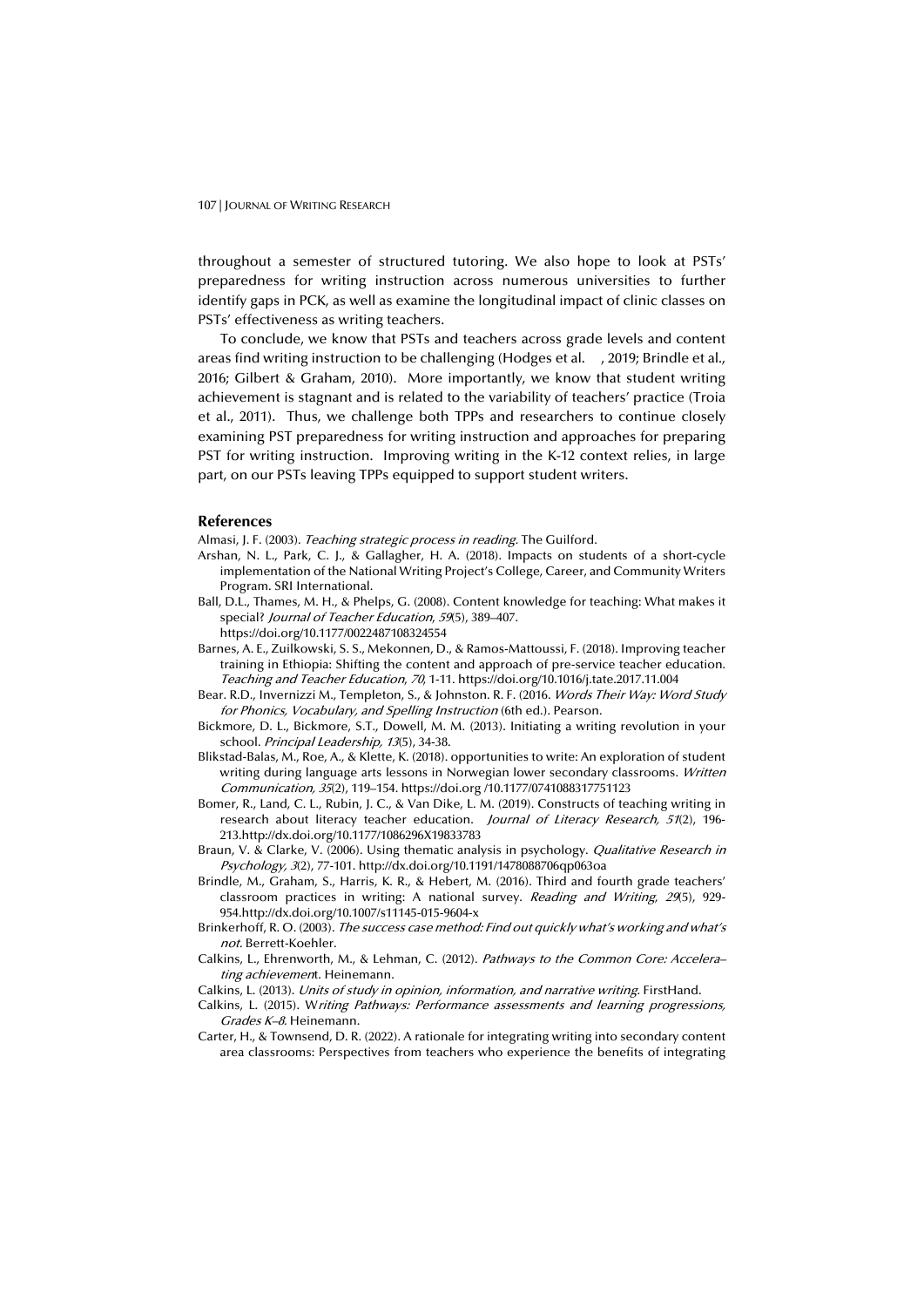throughout a semester of structured tutoring. We also hope to look at PSTs' preparedness for writing instruction across numerous universities to further identify gaps in PCK, as well as examine the longitudinal impact of clinic classes on PSTs' effectiveness as writing teachers.

To conclude, we know that PSTs and teachers across grade levels and content areas find writing instruction to be challenging (Hodges et al. , 2019; Brindle et al., 2016; Gilbert & Graham, 2010). More importantly, we know that student writing achievement is stagnant and is related to the variability of teachers' practice (Troia et al., 2011). Thus, we challenge both TPPs and researchers to continue closely examining PST preparedness for writing instruction and approaches for preparing PST for writing instruction. Improving writing in the K-12 context relies, in large part, on our PSTs leaving TPPs equipped to support student writers.

## References

Almasi, J. F. (2003). *Teaching strategic process in reading*. The Guilford.

Arshan, N. L., Park, C. J., & Gallagher, H. A. (2018). Impacts on students of a short-cycle implementation of the National Writing Project's College, Career, and Community Writers Program. SRI International.

Ball, D.L., Thames, M. H., & Phelps, G. (2008). Content knowledge for teaching: What makes it special? *Journal of Teacher Education*, *59*(5), 389–407. https://doi.org/10.1177/0022487108324554

Barnes, A. E., Zuilkowski, S. S., Mekonnen, D., & Ramos-Mattoussi, F. (2018). Improving teacher training in Ethiopia: Shifting the content and approach of pre-service teacher education. *Teaching and Teacher Education*, *70*, 1-11. https://doi.org/10.1016/j.tate.2017.11.004

Bear. R.D., Invernizzi M., Templeton, S., & Johnston. R. F. (2016. *Words Their Way: Word Study for Phonics, Vocabulary, and Spelling Instruction* (6th ed.). Pearson.

Bickmore, D. L., Bickmore, S.T., Dowell, M. M. (2013). Initiating a writing revolution in your school. *Principal Leadership, 13*(5), 34-38.

Blikstad-Balas, M., Roe, A., & Klette, K. (2018). opportunities to write: An exploration of student writing during language arts lessons in Norwegian lower secondary classrooms. *Written Communication, 35*(2), 119–154. https://doi.org /10.1177/0741088317751123

Bomer, R., Land, C. L., Rubin, J. C., & Van Dike, L. M. (2019). Constructs of teaching writing in research about literacy teacher education. *Journal of Literacy Research, 51*(2), 196-213.http://dx.doi.org/10.1177/1086296X19833783

Braun, V. & Clarke, V. (2006). Using thematic analysis in psychology. *Qualitative Research in Psychology, 3*(2), 77-101. http://dx.doi.org/10.1191/1478088706qp063oa

Brindle, M., Graham, S., Harris, K. R., & Hebert, M. (2016). Third and fourth grade teachers' classroom practices in writing: A national survey. *Reading and Writing*, *29*(5), 929-954.http://dx.doi.org/10.1007/s11145-015-9604-x

Brinkerhoff, R. O. (2003). *The success case method: Find out quickly what's working and what's not*. Berrett-Koehler.

Calkins, L., Ehrenworth, M., & Lehman, C. (2012). *Pathways to the Common Core: Accelera–ting achievemen*t. Heinemann.

Calkins, L. (2013). *Units of study in opinion, information, and narrative writing*. FirstHand.

Calkins, L. (2015). W*riting Pathways: Performance assessments and learning progressions, Grades K–8*. Heinemann.

Carter, H., & Townsend, D. R. (2022). A rationale for integrating writing into secondary content area classrooms: Perspectives from teachers who experience the benefits of integrating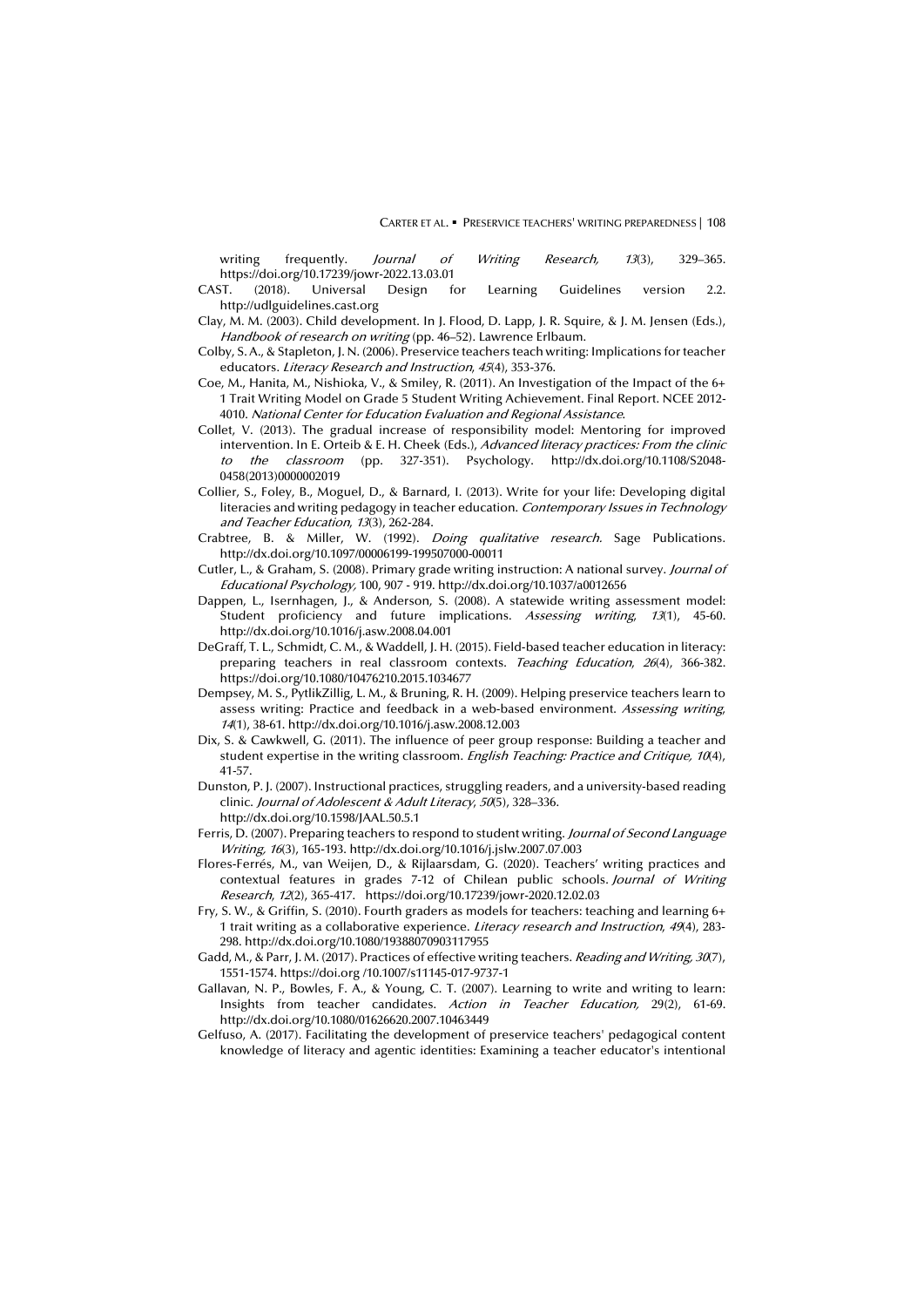writing frequently. *Journal of Writing Research, 13*(3), 329–365. https://doi.org/10.17239/jowr-2022.13.03.01

CAST. (2018). Universal Design for Learning Guidelines version 2.2. http://udlguidelines.cast.org

Clay, M. M. (2003). Child development. In J. Flood, D. Lapp, J. R. Squire, & J. M. Jensen (Eds.), *Handbook of research on writing* (pp. 46–52). Lawrence Erlbaum.

Colby, S. A., & Stapleton, J. N. (2006). Preservice teachers teach writing: Implications for teacher educators. *Literacy Research and Instruction*, *45*(4), 353-376.

Coe, M., Hanita, M., Nishioka, V., & Smiley, R. (2011). An Investigation of the Impact of the 6+ 1 Trait Writing Model on Grade 5 Student Writing Achievement. Final Report. NCEE 2012-4010. *National Center for Education Evaluation and Regional Assistance*.

Collet, V. (2013). The gradual increase of responsibility model: Mentoring for improved intervention. In E. Orteib & E. H. Cheek (Eds.), *Advanced literacy practices: From the clinic to the classroom* (pp. 327-351). Psychology. http://dx.doi.org/10.1108/S2048-0458(2013)0000002019

Collier, S., Foley, B., Moguel, D., & Barnard, I. (2013). Write for your life: Developing digital literacies and writing pedagogy in teacher education. *Contemporary Issues in Technology and Teacher Education*, *13*(3), 262-284.

Crabtree, B. & Miller, W. (1992). *Doing qualitative research.* Sage Publications. http://dx.doi.org/10.1097/00006199-199507000-00011

Cutler, L., & Graham, S. (2008). Primary grade writing instruction: A national survey. *Journal of Educational Psychology,* 100, 907 - 919. http://dx.doi.org/10.1037/a0012656

Dappen, L., Isernhagen, J., & Anderson, S. (2008). A statewide writing assessment model: Student proficiency and future implications. *Assessing writing*, *13*(1), 45-60. http://dx.doi.org/10.1016/j.asw.2008.04.001

DeGraff, T. L., Schmidt, C. M., & Waddell, J. H. (2015). Field-based teacher education in literacy: preparing teachers in real classroom contexts. *Teaching Education*, *26*(4), 366-382. https://doi.org/10.1080/10476210.2015.1034677

Dempsey, M. S., PytlikZillig, L. M., & Bruning, R. H. (2009). Helping preservice teachers learn to assess writing: Practice and feedback in a web-based environment. *Assessing writing*, *14*(1), 38-61. http://dx.doi.org/10.1016/j.asw.2008.12.003

Dix, S. & Cawkwell, G. (2011). The influence of peer group response: Building a teacher and student expertise in the writing classroom. *English Teaching: Practice and Critique, 10*(4), 41-57.

Dunston, P. J. (2007). Instructional practices, struggling readers, and a university-based reading clinic. *Journal of Adolescent & Adult Literacy*, *50*(5), 328–336. http://dx.doi.org/10.1598/JAAL.50.5.1

Ferris, D. (2007). Preparing teachers to respond to student writing. *Journal of Second Language Writing, 16*(3), 165-193. http://dx.doi.org/10.1016/j.jslw.2007.07.003

Flores-Ferrés, M., van Weijen, D., & Rijlaarsdam, G. (2020). Teachers' writing practices and contextual features in grades 7-12 of Chilean public schools. *Journal of Writing Research*, *12*(2), 365-417. https://doi.org/10.17239/jowr-2020.12.02.03

Fry, S. W., & Griffin, S. (2010). Fourth graders as models for teachers: teaching and learning 6+ 1 trait writing as a collaborative experience. *Literacy research and Instruction*, *49*(4), 283-298. http://dx.doi.org/10.1080/19388070903117955

Gadd, M., & Parr, J. M. (2017). Practices of effective writing teachers. *Reading and Writing, 30*(7), 1551-1574. https://doi.org /10.1007/s11145-017-9737-1

Gallavan, N. P., Bowles, F. A., & Young, C. T. (2007). Learning to write and writing to learn: Insights from teacher candidates. *Action in Teacher Education,* 29(2), 61-69. http://dx.doi.org/10.1080/01626620.2007.10463449

Gelfuso, A. (2017). Facilitating the development of preservice teachers' pedagogical content knowledge of literacy and agentic identities: Examining a teacher educator's intentional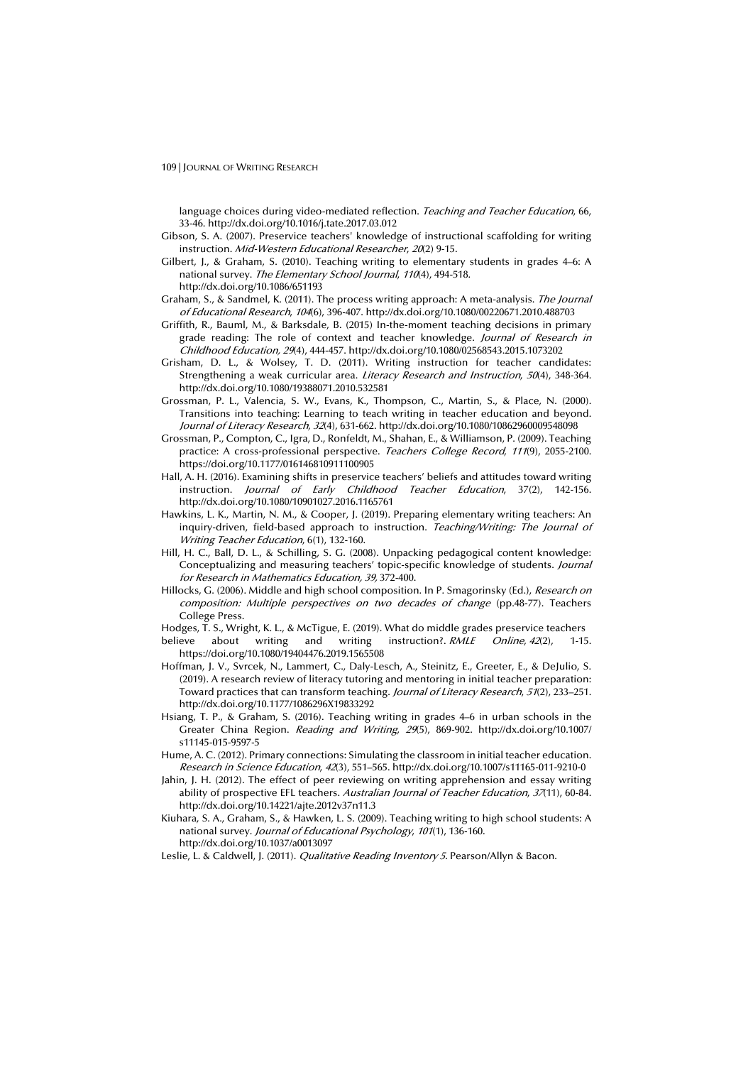language choices during video-mediated reflection. *Teaching and Teacher Education*, 66, 33-46. http://dx.doi.org/10.1016/j.tate.2017.03.012

Gibson, S. A. (2007). Preservice teachers' knowledge of instructional scaffolding for writing instruction. *Mid-Western Educational Researcher*, *20*(2) 9-15.

Gilbert, J., & Graham, S. (2010). Teaching writing to elementary students in grades 4–6: A national survey. *The Elementary School Journal*, *110*(4), 494-518. http://dx.doi.org/10.1086/651193

Graham, S., & Sandmel, K. (2011). The process writing approach: A meta-analysis. *The Journal of Educational Research*, *104*(6), 396-407. http://dx.doi.org/10.1080/00220671.2010.488703

Griffith, R., Bauml, M., & Barksdale, B. (2015) In-the-moment teaching decisions in primary grade reading: The role of context and teacher knowledge. *Journal of Research in Childhood Education, 29*(4), 444-457. http://dx.doi.org/10.1080/02568543.2015.1073202

Grisham, D. L., & Wolsey, T. D. (2011). Writing instruction for teacher candidates: Strengthening a weak curricular area. *Literacy Research and Instruction*, *50*(4), 348-364. http://dx.doi.org/10.1080/19388071.2010.532581

Grossman, P. L., Valencia, S. W., Evans, K., Thompson, C., Martin, S., & Place, N. (2000). Transitions into teaching: Learning to teach writing in teacher education and beyond. *Journal of Literacy Research*, *32*(4), 631-662. http://dx.doi.org/10.1080/10862960009548098

Grossman, P., Compton, C., Igra, D., Ronfeldt, M., Shahan, E., & Williamson, P. (2009). Teaching practice: A cross-professional perspective. *Teachers College Record*, *111*(9), 2055-2100. https://doi.org/10.1177/016146810911100905

Hall, A. H. (2016). Examining shifts in preservice teachers' beliefs and attitudes toward writing instruction. *Journal of Early Childhood Teacher Education*, 37(2), 142-156. http://dx.doi.org/10.1080/10901027.2016.1165761

Hawkins, L. K., Martin, N. M., & Cooper, J. (2019). Preparing elementary writing teachers: An inquiry-driven, field-based approach to instruction. *Teaching/Writing: The Journal of Writing Teacher Education*, 6(1), 132-160.

Hill, H. C., Ball, D. L., & Schilling, S. G. (2008). Unpacking pedagogical content knowledge: Conceptualizing and measuring teachers' topic-specific knowledge of students. *Journal for Research in Mathematics Education, 39*, 372-400.

Hillocks, G. (2006). Middle and high school composition. In P. Smagorinsky (Ed.), *Research on composition: Multiple perspectives on two decades of change* (pp.48-77). Teachers College Press.

Hodges, T. S., Wright, K. L., & McTigue, E. (2019). What do middle grades preservice teachers believe about writing and writing instruction?. *RMLE Online*, *42*(2), 1-15. https://doi.org/10.1080/19404476.2019.1565508

Hoffman, J. V., Svrcek, N., Lammert, C., Daly-Lesch, A., Steinitz, E., Greeter, E., & DeJulio, S. (2019). A research review of literacy tutoring and mentoring in initial teacher preparation: Toward practices that can transform teaching. *Journal of Literacy Research*, *51*(2), 233–251. http://dx.doi.org/10.1177/1086296X19833292

Hsiang, T. P., & Graham, S. (2016). Teaching writing in grades 4–6 in urban schools in the Greater China Region. *Reading and Writing*, *29*(5), 869-902. http://dx.doi.org/10.1007/s11145-015-9597-5

Hume, A. C. (2012). Primary connections: Simulating the classroom in initial teacher education. *Research in Science Education*, *42*(3), 551–565. http://dx.doi.org/10.1007/s11165-011-9210-0

Jahin, J. H. (2012). The effect of peer reviewing on writing apprehension and essay writing ability of prospective EFL teachers. *Australian Journal of Teacher Education*, *37*(11), 60-84. http://dx.doi.org/10.14221/ajte.2012v37n11.3

Kiuhara, S. A., Graham, S., & Hawken, L. S. (2009). Teaching writing to high school students: A national survey. *Journal of Educational Psychology*, *101*(1), 136-160. http://dx.doi.org/10.1037/a0013097

Leslie, L. & Caldwell, J. (2011). *Qualitative Reading Inventory 5.* Pearson/Allyn & Bacon.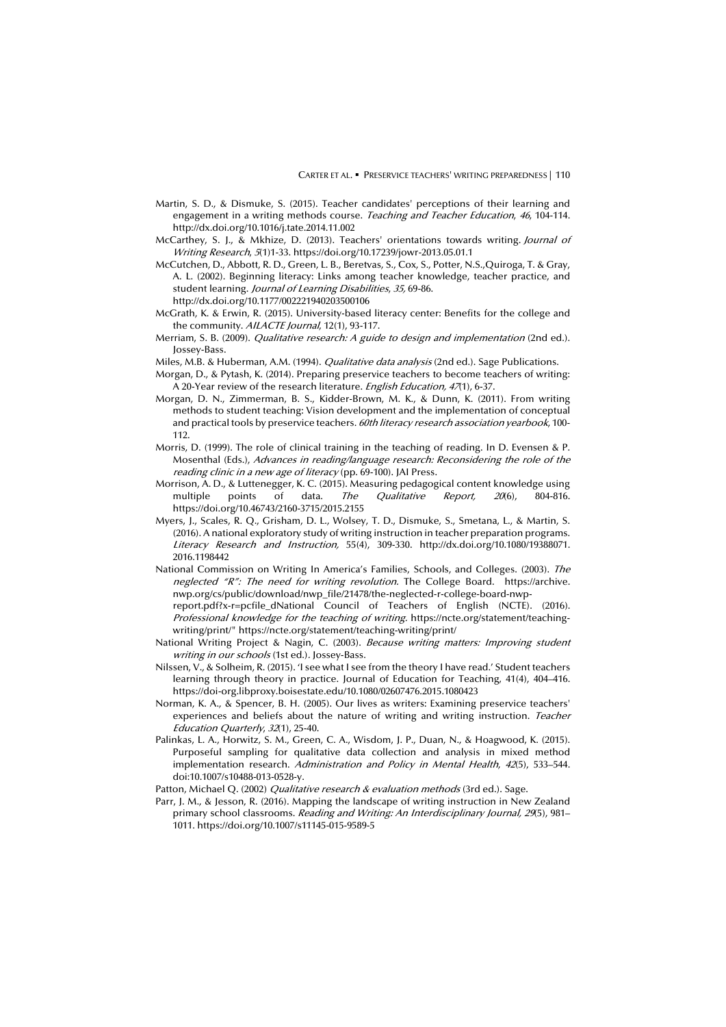Martin, S. D., & Dismuke, S. (2015). Teacher candidates' perceptions of their learning and engagement in a writing methods course. *Teaching and Teacher Education*, *46*, 104-114. http://dx.doi.org/10.1016/j.tate.2014.11.002

McCarthey, S. J., & Mkhize, D. (2013). Teachers' orientations towards writing. *Journal of Writing Research*, *5*(1)1-33. https://doi.org/10.17239/jowr-2013.05.01.1

McCutchen, D., Abbott, R. D., Green, L. B., Beretvas, S., Cox, S., Potter, N.S.,Quiroga, T. & Gray, A. L. (2002). Beginning literacy: Links among teacher knowledge, teacher practice, and student learning. *Journal of Learning Disabilities*, *35*, 69-86. http://dx.doi.org/10.1177/002221940203500106

McGrath, K. & Erwin, R. (2015). University-based literacy center: Benefits for the college and the community. *AILACTE Journal*, 12(1), 93-117.

Merriam, S. B. (2009). *Qualitative research: A guide to design and implementation* (2nd ed.). Jossey-Bass.

Miles, M.B. & Huberman, A.M. (1994). *Qualitative data analysis* (2nd ed.). Sage Publications.

Morgan, D., & Pytash, K. (2014). Preparing preservice teachers to become teachers of writing: A 20-Year review of the research literature. *English Education, 47*(1), 6-37.

Morgan, D. N., Zimmerman, B. S., Kidder-Brown, M. K., & Dunn, K. (2011). From writing methods to student teaching: Vision development and the implementation of conceptual and practical tools by preservice teachers. *60th literacy research association yearbook*, 100-112.

Morris, D. (1999). The role of clinical training in the teaching of reading. In D. Evensen & P. Mosenthal (Eds.), *Advances in reading/language research: Reconsidering the role of the reading clinic in a new age of literacy* (pp. 69-100). JAI Press.

Morrison, A. D., & Luttenegger, K. C. (2015). Measuring pedagogical content knowledge using multiple points of data. *The Qualitative Report, 20*(6), 804-816. https://doi.org/10.46743/2160-3715/2015.2155

Myers, J., Scales, R. Q., Grisham, D. L., Wolsey, T. D., Dismuke, S., Smetana, L., & Martin, S. (2016). A national exploratory study of writing instruction in teacher preparation programs. *Literacy Research and Instruction,* 55(4), 309-330. http://dx.doi.org/10.1080/19388071.2016.1198442

National Commission on Writing In America's Families, Schools, and Colleges. (2003). *The neglected "R": The need for writing revolution*. The College Board. https://archive.nwp.org/cs/public/download/nwp_file/21478/the-neglected-r-college-board-nwp-report.pdf?x-r=pcfile_dNational Council of Teachers of English (NCTE). (2016). *Professional knowledge for the teaching of writing*. https://ncte.org/statement/teaching-writing/print/" https://ncte.org/statement/teaching-writing/print/

National Writing Project & Nagin, C. (2003). *Because writing matters: Improving student writing in our schools* (1st ed.). Jossey-Bass.

Nilssen, V., & Solheim, R. (2015). 'I see what I see from the theory I have read.' Student teachers learning through theory in practice. Journal of Education for Teaching, 41(4), 404–416. https://doi-org.libproxy.boisestate.edu/10.1080/02607476.2015.1080423

Norman, K. A., & Spencer, B. H. (2005). Our lives as writers: Examining preservice teachers' experiences and beliefs about the nature of writing and writing instruction. *Teacher Education Quarterly*, *32*(1), 25-40.

Palinkas, L. A., Horwitz, S. M., Green, C. A., Wisdom, J. P., Duan, N., & Hoagwood, K. (2015). Purposeful sampling for qualitative data collection and analysis in mixed method implementation research. *Administration and Policy in Mental Health*, *42*(5), 533–544. doi:10.1007/s10488-013-0528-y.

Patton, Michael Q. (2002) *Qualitative research & evaluation methods* (3rd ed.). Sage.

Parr, J. M., & Jesson, R. (2016). Mapping the landscape of writing instruction in New Zealand primary school classrooms. *Reading and Writing: An Interdisciplinary Journal, 29*(5), 981–1011. https://doi.org/10.1007/s11145-015-9589-5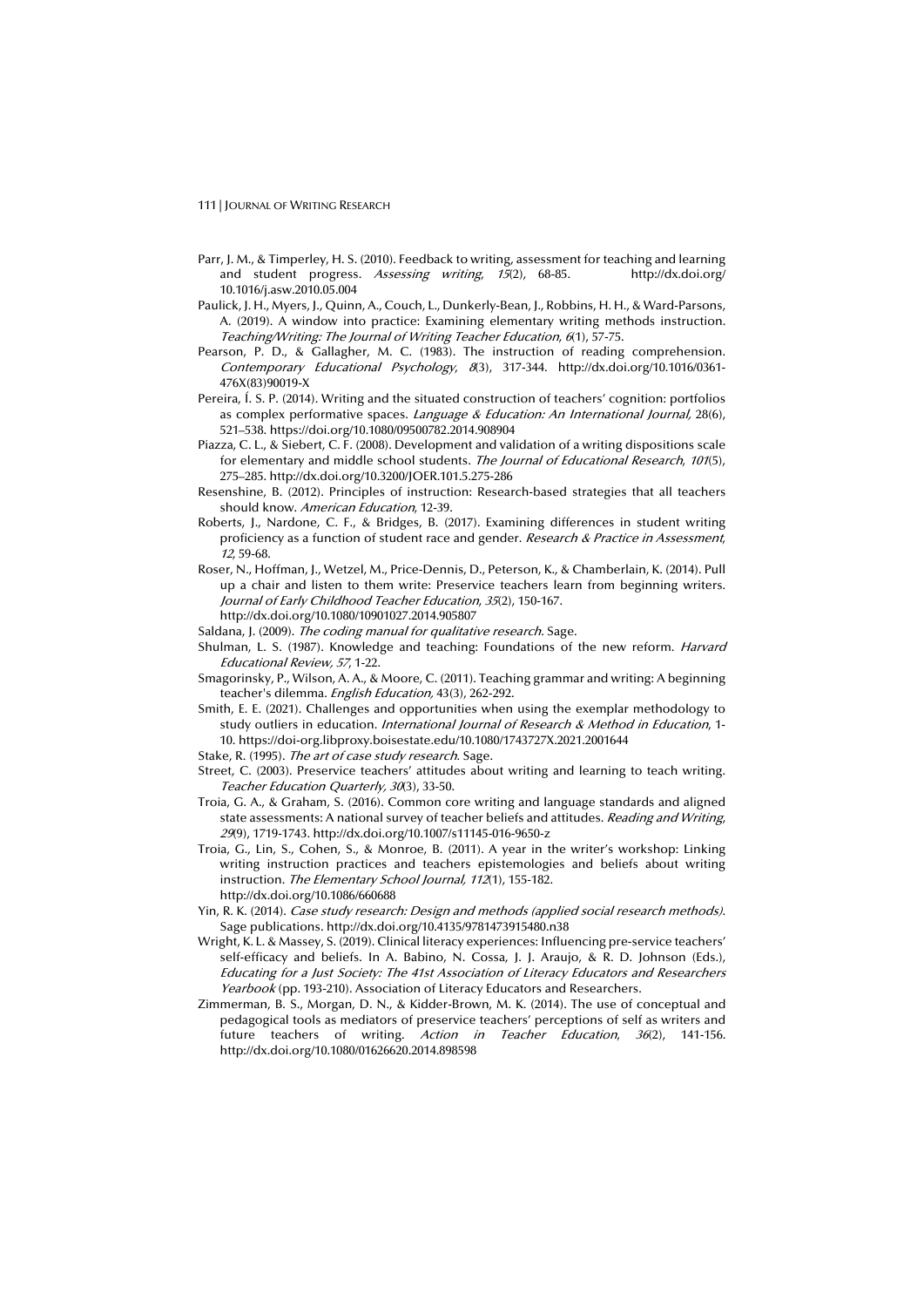Parr, J. M., & Timperley, H. S. (2010). Feedback to writing, assessment for teaching and learning and student progress. *Assessing writing*, *15*(2), 68-85. http://dx.doi.org/10.1016/j.asw.2010.05.004

Paulick, J. H., Myers, J., Quinn, A., Couch, L., Dunkerly-Bean, J., Robbins, H. H., & Ward-Parsons, A. (2019). A window into practice: Examining elementary writing methods instruction. *Teaching/Writing: The Journal of Writing Teacher Education*, *6*(1), 57-75.

Pearson, P. D., & Gallagher, M. C. (1983). The instruction of reading comprehension. *Contemporary Educational Psychology*, *8*(3), 317-344. http://dx.doi.org/10.1016/0361-476X(83)90019-X

Pereira, Í. S. P. (2014). Writing and the situated construction of teachers' cognition: portfolios as complex performative spaces. *Language & Education: An International Journal,* 28(6), 521–538. https://doi.org/10.1080/09500782.2014.908904

Piazza, C. L., & Siebert, C. F. (2008). Development and validation of a writing dispositions scale for elementary and middle school students. *The Journal of Educational Research*, *101*(5), 275–285. http://dx.doi.org/10.3200/JOER.101.5.275-286

Resenshine, B. (2012). Principles of instruction: Research-based strategies that all teachers should know. *American Education*, 12-39.

Roberts, J., Nardone, C. F., & Bridges, B. (2017). Examining differences in student writing proficiency as a function of student race and gender. *Research & Practice in Assessment*, *12*, 59-68.

Roser, N., Hoffman, J., Wetzel, M., Price-Dennis, D., Peterson, K., & Chamberlain, K. (2014). Pull up a chair and listen to them write: Preservice teachers learn from beginning writers. *Journal of Early Childhood Teacher Education*, *35*(2), 150-167. http://dx.doi.org/10.1080/10901027.2014.905807

Saldana, J. (2009). *The coding manual for qualitative research*. Sage.

Shulman, L. S. (1987). Knowledge and teaching: Foundations of the new reform. *Harvard Educational Review, 57*, 1-22.

Smagorinsky, P., Wilson, A. A., & Moore, C. (2011). Teaching grammar and writing: A beginning teacher's dilemma. *English Education,* 43(3), 262-292.

Smith, E. E. (2021). Challenges and opportunities when using the exemplar methodology to study outliers in education. *International Journal of Research & Method in Education*, 1-10. https://doi-org.libproxy.boisestate.edu/10.1080/1743727X.2021.2001644

Stake, R. (1995). *The art of case study research*. Sage.

Street, C. (2003). Preservice teachers' attitudes about writing and learning to teach writing. *Teacher Education Quarterly, 30*(3), 33-50.

Troia, G. A., & Graham, S. (2016). Common core writing and language standards and aligned state assessments: A national survey of teacher beliefs and attitudes. *Reading and Writing*, *29*(9), 1719-1743. http://dx.doi.org/10.1007/s11145-016-9650-z

Troia, G., Lin, S., Cohen, S., & Monroe, B. (2011). A year in the writer's workshop: Linking writing instruction practices and teachers epistemologies and beliefs about writing instruction. *The Elementary School Journal, 112*(1), 155-182. http://dx.doi.org/10.1086/660688

Yin, R. K. (2014). *Case study research: Design and methods (applied social research methods)*. Sage publications. http://dx.doi.org/10.4135/9781473915480.n38

Wright, K. L. & Massey, S. (2019). Clinical literacy experiences: Influencing pre-service teachers' self-efficacy and beliefs. In A. Babino, N. Cossa, J. J. Araujo, & R. D. Johnson (Eds.), *Educating for a Just Society: The 41st Association of Literacy Educators and Researchers Yearbook* (pp. 193-210). Association of Literacy Educators and Researchers.

Zimmerman, B. S., Morgan, D. N., & Kidder-Brown, M. K. (2014). The use of conceptual and pedagogical tools as mediators of preservice teachers' perceptions of self as writers and future teachers of writing. *Action in Teacher Education*, *36*(2), 141-156. http://dx.doi.org/10.1080/01626620.2014.898598